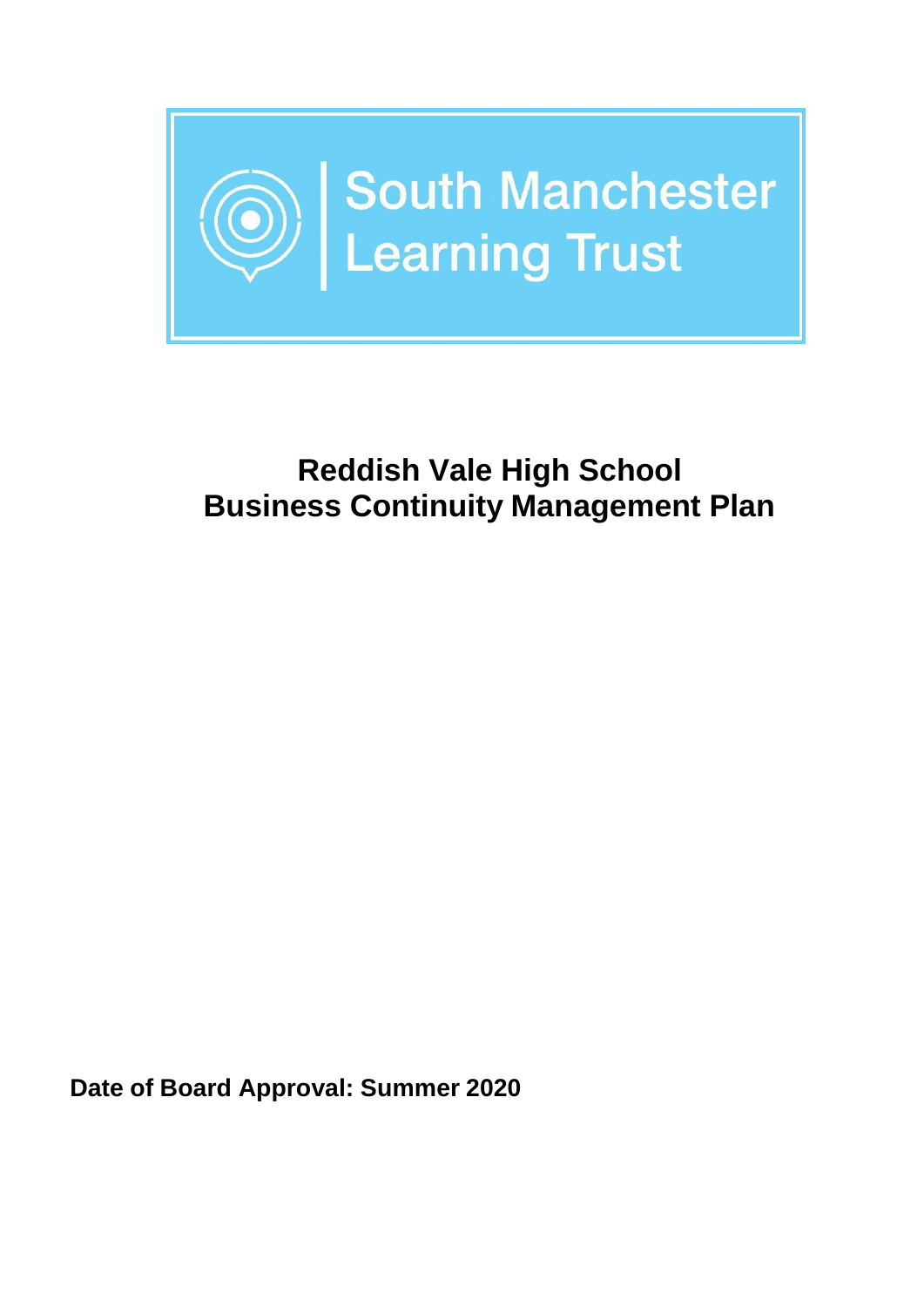South Manchester Learning Trust

# Reddish Vale High School
# Business Continuity Management Plan

**Date of Board Approval: Summer 2020**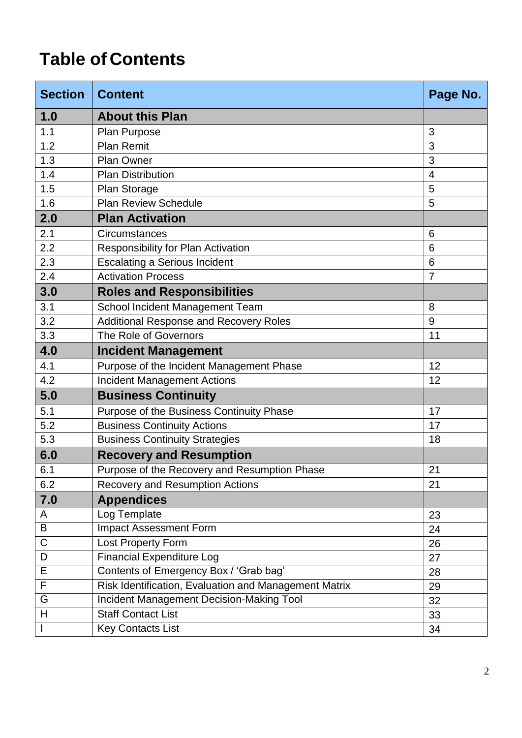# Table of Contents

| Section | Content | Page No. |
|---|---|---|
| **1.0** | **About this Plan** | |
| 1.1 | Plan Purpose | 3 |
| 1.2 | Plan Remit | 3 |
| 1.3 | Plan Owner | 3 |
| 1.4 | Plan Distribution | 4 |
| 1.5 | Plan Storage | 5 |
| 1.6 | Plan Review Schedule | 5 |
| **2.0** | **Plan Activation** | |
| 2.1 | Circumstances | 6 |
| 2.2 | Responsibility for Plan Activation | 6 |
| 2.3 | Escalating a Serious Incident | 6 |
| 2.4 | Activation Process | 7 |
| **3.0** | **Roles and Responsibilities** | |
| 3.1 | School Incident Management Team | 8 |
| 3.2 | Additional Response and Recovery Roles | 9 |
| 3.3 | The Role of Governors | 11 |
| **4.0** | **Incident Management** | |
| 4.1 | Purpose of the Incident Management Phase | 12 |
| 4.2 | Incident Management Actions | 12 |
| **5.0** | **Business Continuity** | |
| 5.1 | Purpose of the Business Continuity Phase | 17 |
| 5.2 | Business Continuity Actions | 17 |
| 5.3 | Business Continuity Strategies | 18 |
| **6.0** | **Recovery and Resumption** | |
| 6.1 | Purpose of the Recovery and Resumption Phase | 21 |
| 6.2 | Recovery and Resumption Actions | 21 |
| **7.0** | **Appendices** | |
| A | Log Template | 23 |
| B | Impact Assessment Form | 24 |
| C | Lost Property Form | 26 |
| D | Financial Expenditure Log | 27 |
| E | Contents of Emergency Box / 'Grab bag' | 28 |
| F | Risk Identification, Evaluation and Management Matrix | 29 |
| G | Incident Management Decision-Making Tool | 32 |
| H | Staff Contact List | 33 |
| I | Key Contacts List | 34 |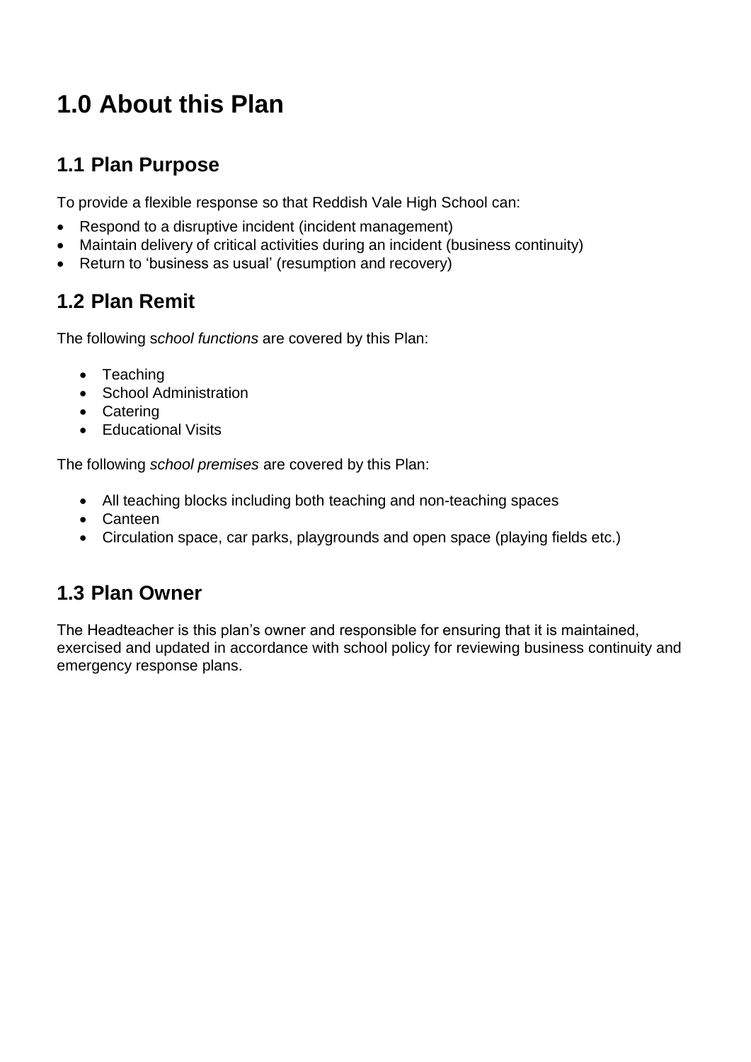# 1.0 About this Plan

## 1.1 Plan Purpose

To provide a flexible response so that Reddish Vale High School can:

- Respond to a disruptive incident (incident management)
- Maintain delivery of critical activities during an incident (business continuity)
- Return to 'business as usual' (resumption and recovery)

## 1.2 Plan Remit

The following s*chool functions* are covered by this Plan:

- Teaching
- School Administration
- Catering
- Educational Visits

The following *school premises* are covered by this Plan:

- All teaching blocks including both teaching and non-teaching spaces
- Canteen
- Circulation space, car parks, playgrounds and open space (playing fields etc.)

## 1.3 Plan Owner

The Headteacher is this plan's owner and responsible for ensuring that it is maintained, exercised and updated in accordance with school policy for reviewing business continuity and emergency response plans.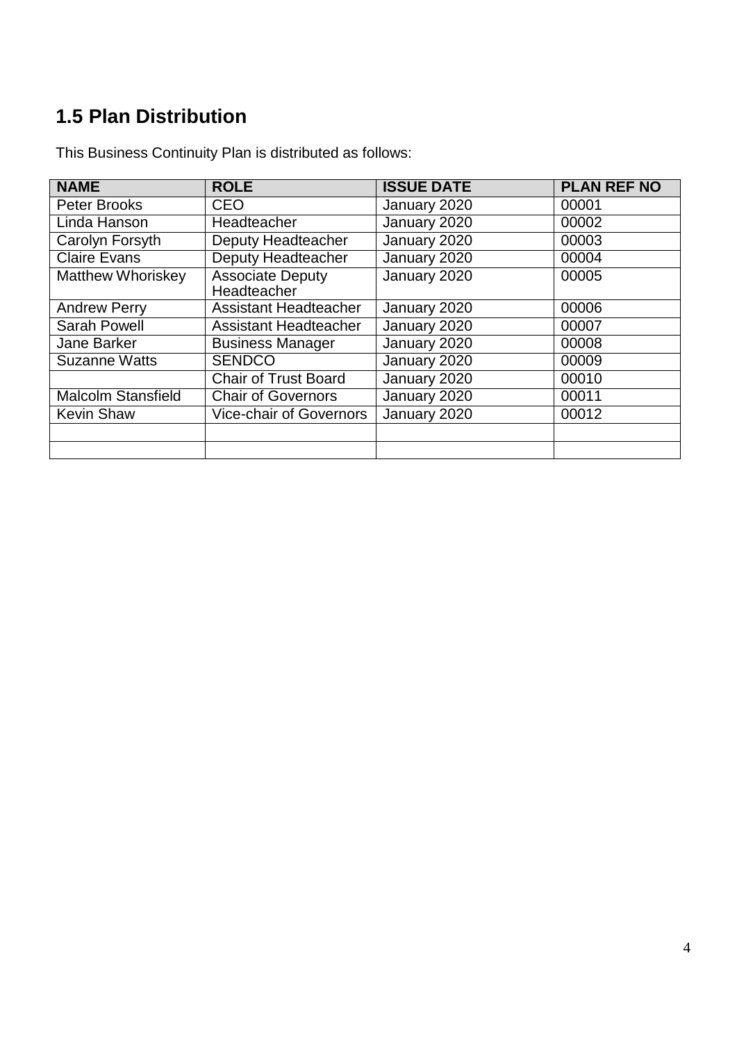## 1.5 Plan Distribution

This Business Continuity Plan is distributed as follows:

| NAME | ROLE | ISSUE DATE | PLAN REF NO |
|---|---|---|---|
| Peter Brooks | CEO | January 2020 | 00001 |
| Linda Hanson | Headteacher | January 2020 | 00002 |
| Carolyn Forsyth | Deputy Headteacher | January 2020 | 00003 |
| Claire Evans | Deputy Headteacher | January 2020 | 00004 |
| Matthew Whoriskey | Associate Deputy Headteacher | January 2020 | 00005 |
| Andrew Perry | Assistant Headteacher | January 2020 | 00006 |
| Sarah Powell | Assistant Headteacher | January 2020 | 00007 |
| Jane Barker | Business Manager | January 2020 | 00008 |
| Suzanne Watts | SENDCO | January 2020 | 00009 |
| | Chair of Trust Board | January 2020 | 00010 |
| Malcolm Stansfield | Chair of Governors | January 2020 | 00011 |
| Kevin Shaw | Vice-chair of Governors | January 2020 | 00012 |
| | | | |
| | | | |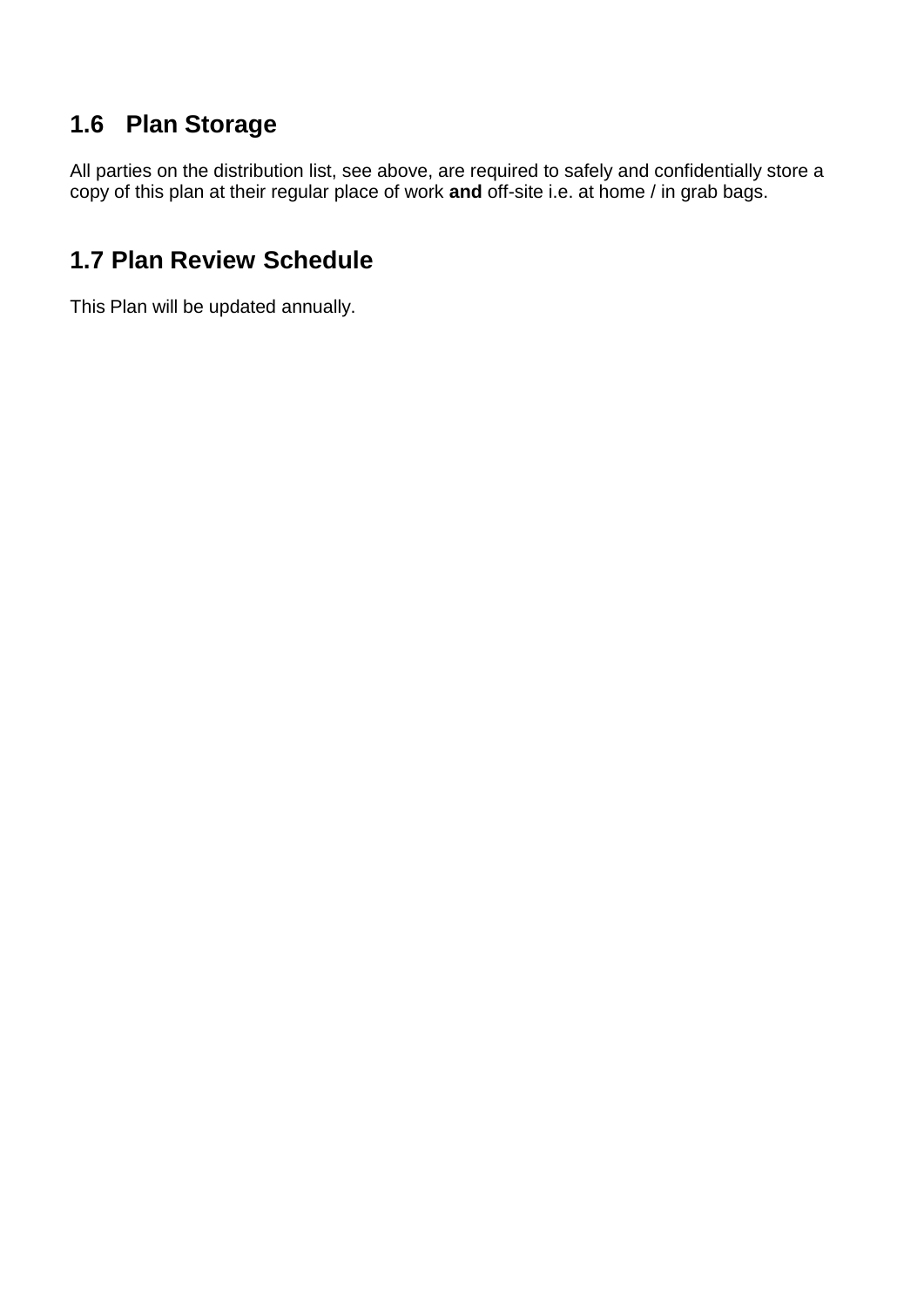## 1.6 Plan Storage

All parties on the distribution list, see above, are required to safely and confidentially store a copy of this plan at their regular place of work **and** off-site i.e. at home / in grab bags.

## 1.7 Plan Review Schedule

This Plan will be updated annually.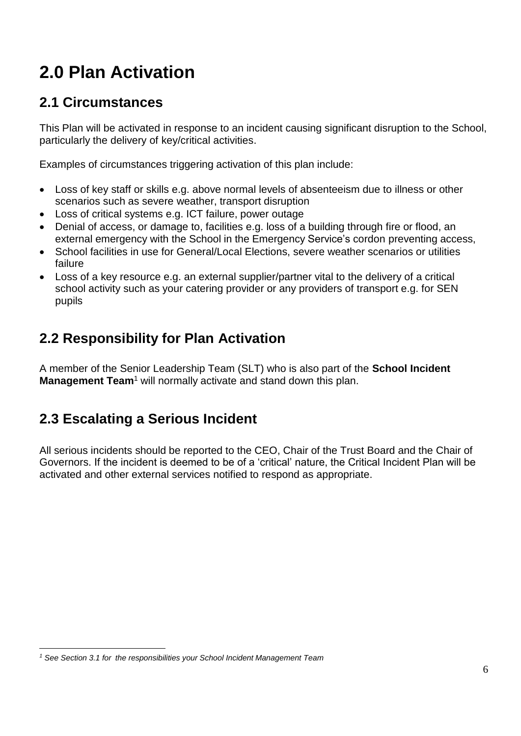# 2.0 Plan Activation

## 2.1 Circumstances

This Plan will be activated in response to an incident causing significant disruption to the School, particularly the delivery of key/critical activities.

Examples of circumstances triggering activation of this plan include:

- Loss of key staff or skills e.g. above normal levels of absenteeism due to illness or other scenarios such as severe weather, transport disruption
- Loss of critical systems e.g. ICT failure, power outage
- Denial of access, or damage to, facilities e.g. loss of a building through fire or flood, an external emergency with the School in the Emergency Service's cordon preventing access,
- School facilities in use for General/Local Elections, severe weather scenarios or utilities failure
- Loss of a key resource e.g. an external supplier/partner vital to the delivery of a critical school activity such as your catering provider or any providers of transport e.g. for SEN pupils

## 2.2 Responsibility for Plan Activation

A member of the Senior Leadership Team (SLT) who is also part of the **School Incident Management Team**[1] will normally activate and stand down this plan.

## 2.3 Escalating a Serious Incident

All serious incidents should be reported to the CEO, Chair of the Trust Board and the Chair of Governors. If the incident is deemed to be of a 'critical' nature, the Critical Incident Plan will be activated and other external services notified to respond as appropriate.

---

*[1] See Section 3.1 for the responsibilities your School Incident Management Team*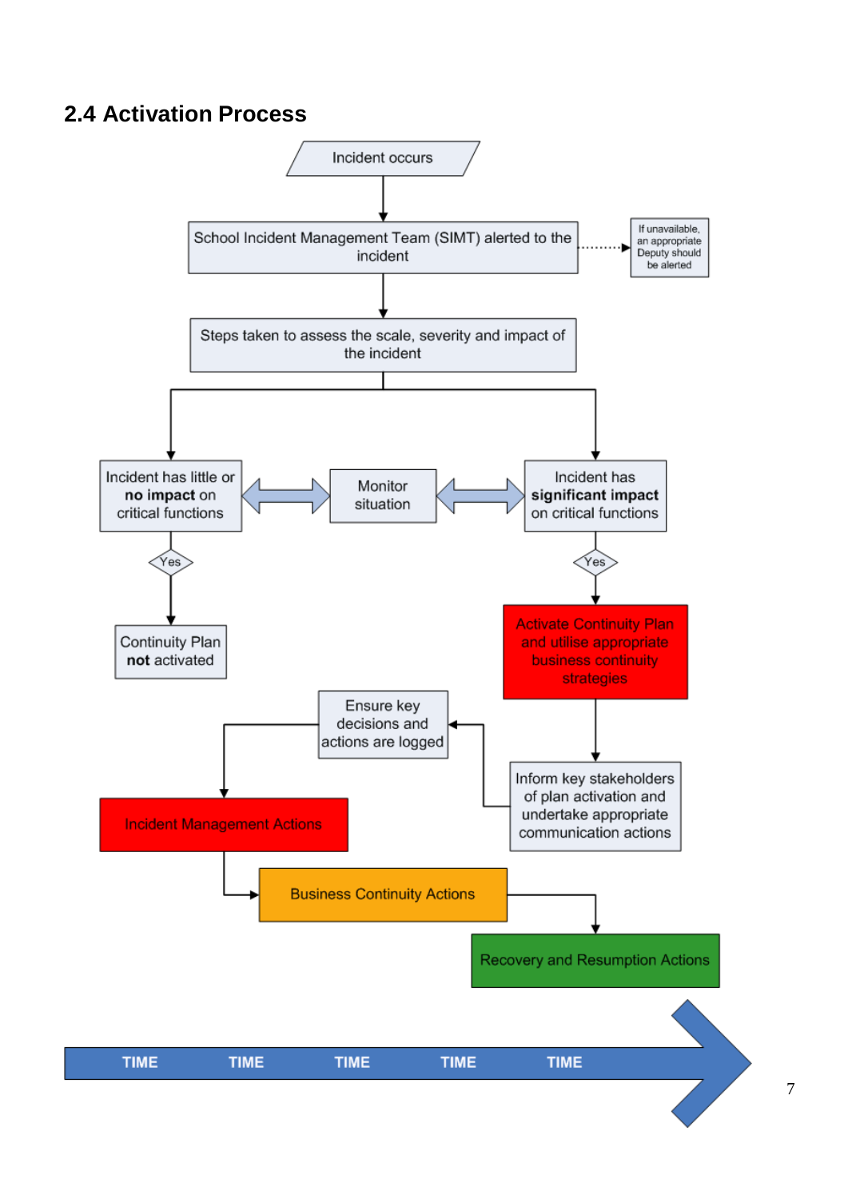## 2.4 Activation Process

Incident occurs

School Incident Management Team (SIMT) alerted to the incident

If unavailable, an appropriate Deputy should be alerted

Steps taken to assess the scale, severity and impact of the incident

Incident has little or **no impact** on critical functions

Monitor situation

Incident has **significant impact** on critical functions

Yes

Continuity Plan **not** activated

Yes

Activate Continuity Plan and utilise appropriate business continuity strategies

Inform key stakeholders of plan activation and undertake appropriate communication actions

Ensure key decisions and actions are logged

Incident Management Actions

Business Continuity Actions

Recovery and Resumption Actions

TIME TIME TIME TIME TIME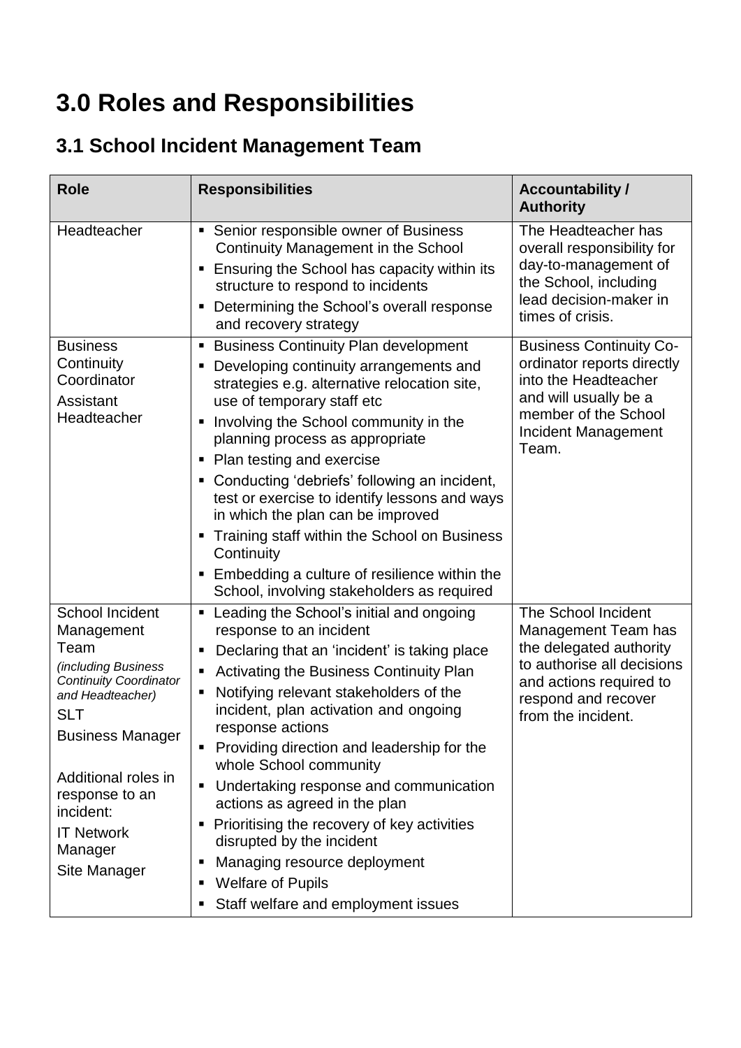# 3.0 Roles and Responsibilities

## 3.1 School Incident Management Team

| Role | Responsibilities | Accountability / Authority |
|---|---|---|
| Headteacher | ▪ Senior responsible owner of Business Continuity Management in the School<br>▪ Ensuring the School has capacity within its structure to respond to incidents<br>▪ Determining the School's overall response and recovery strategy | The Headteacher has overall responsibility for day-to-management of the School, including lead decision-maker in times of crisis. |
| Business Continuity Coordinator<br>Assistant Headteacher | ▪ Business Continuity Plan development<br>▪ Developing continuity arrangements and strategies e.g. alternative relocation site, use of temporary staff etc<br>▪ Involving the School community in the planning process as appropriate<br>▪ Plan testing and exercise<br>▪ Conducting 'debriefs' following an incident, test or exercise to identify lessons and ways in which the plan can be improved<br>▪ Training staff within the School on Business Continuity<br>▪ Embedding a culture of resilience within the School, involving stakeholders as required | Business Continuity Co-ordinator reports directly into the Headteacher and will usually be a member of the School Incident Management Team. |
| School Incident Management Team<br>*(including Business Continuity Coordinator and Headteacher)*<br>SLT<br>Business Manager<br><br>Additional roles in response to an incident:<br>IT Network Manager<br>Site Manager | ▪ Leading the School's initial and ongoing response to an incident<br>▪ Declaring that an 'incident' is taking place<br>▪ Activating the Business Continuity Plan<br>▪ Notifying relevant stakeholders of the incident, plan activation and ongoing response actions<br>▪ Providing direction and leadership for the whole School community<br>▪ Undertaking response and communication actions as agreed in the plan<br>▪ Prioritising the recovery of key activities disrupted by the incident<br>▪ Managing resource deployment<br>▪ Welfare of Pupils<br>▪ Staff welfare and employment issues | The School Incident Management Team has the delegated authority to authorise all decisions and actions required to respond and recover from the incident. |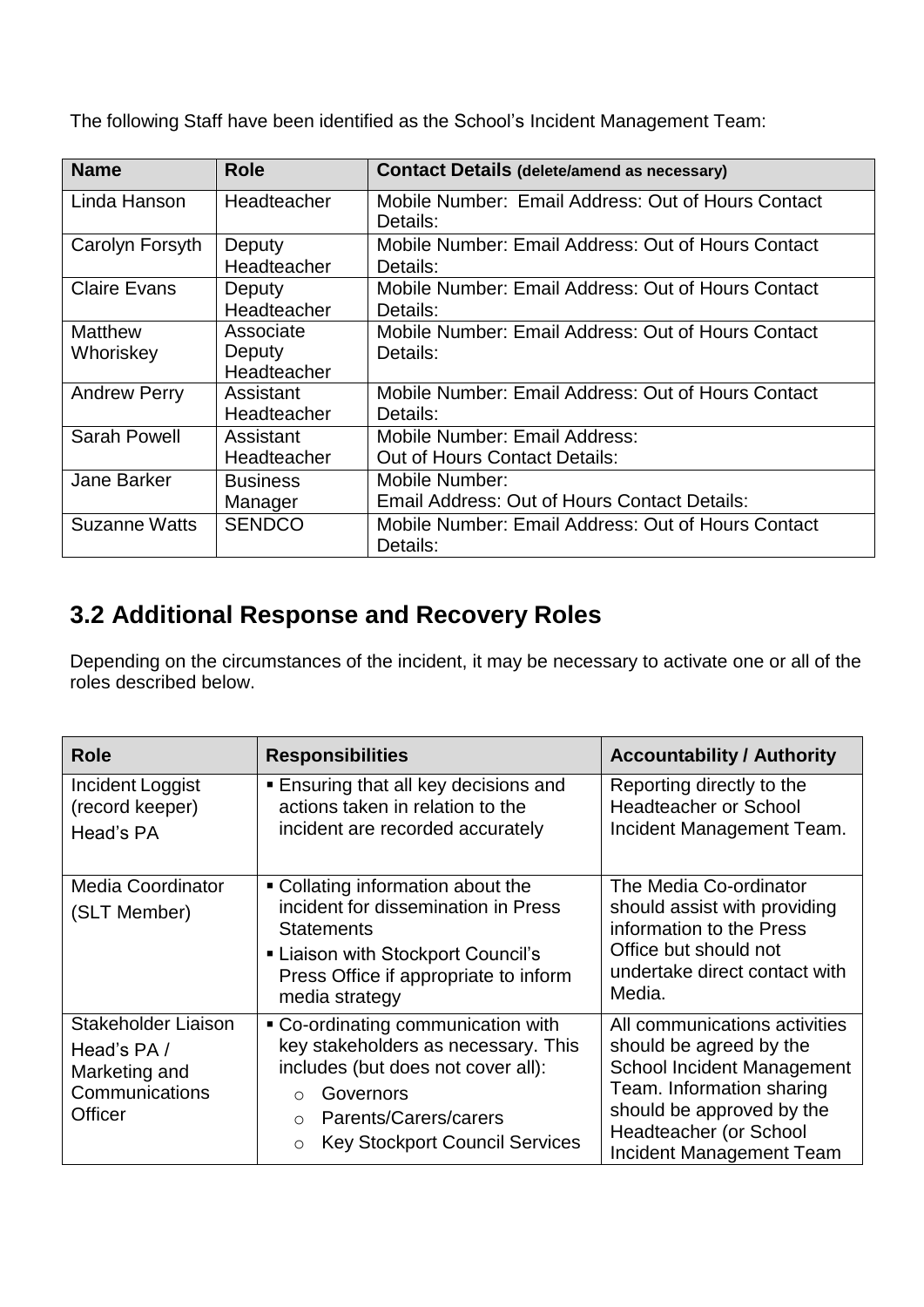The following Staff have been identified as the School's Incident Management Team:

| Name | Role | Contact Details (delete/amend as necessary) |
|---|---|---|
| Linda Hanson | Headteacher | Mobile Number: Email Address: Out of Hours Contact Details: |
| Carolyn Forsyth | Deputy Headteacher | Mobile Number: Email Address: Out of Hours Contact Details: |
| Claire Evans | Deputy Headteacher | Mobile Number: Email Address: Out of Hours Contact Details: |
| Matthew Whoriskey | Associate Deputy Headteacher | Mobile Number: Email Address: Out of Hours Contact Details: |
| Andrew Perry | Assistant Headteacher | Mobile Number: Email Address: Out of Hours Contact Details: |
| Sarah Powell | Assistant Headteacher | Mobile Number: Email Address: Out of Hours Contact Details: |
| Jane Barker | Business Manager | Mobile Number: Email Address: Out of Hours Contact Details: |
| Suzanne Watts | SENDCO | Mobile Number: Email Address: Out of Hours Contact Details: |

## 3.2 Additional Response and Recovery Roles

Depending on the circumstances of the incident, it may be necessary to activate one or all of the roles described below.

| Role | Responsibilities | Accountability / Authority |
|---|---|---|
| Incident Loggist (record keeper) Head's PA | ▪ Ensuring that all key decisions and actions taken in relation to the incident are recorded accurately | Reporting directly to the Headteacher or School Incident Management Team. |
| Media Coordinator (SLT Member) | ▪ Collating information about the incident for dissemination in Press Statements<br>▪ Liaison with Stockport Council's Press Office if appropriate to inform media strategy | The Media Co-ordinator should assist with providing information to the Press Office but should not undertake direct contact with Media. |
| Stakeholder Liaison Head's PA / Marketing and Communications Officer | ▪ Co-ordinating communication with key stakeholders as necessary. This includes (but does not cover all):<br>○ Governors<br>○ Parents/Carers/carers<br>○ Key Stockport Council Services | All communications activities should be agreed by the School Incident Management Team. Information sharing should be approved by the Headteacher (or School Incident Management Team |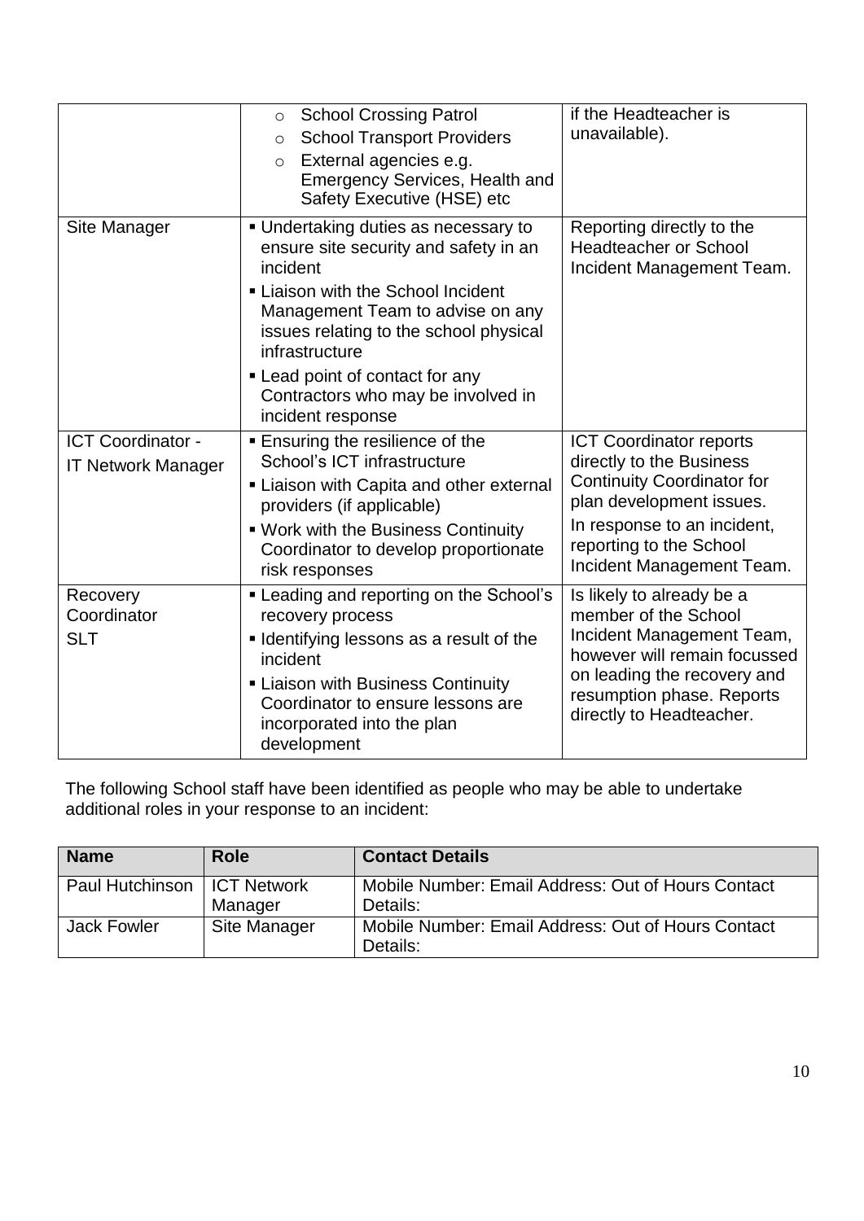| | | |
|---|---|---|
| | ○ School Crossing Patrol<br>○ School Transport Providers<br>○ External agencies e.g. Emergency Services, Health and Safety Executive (HSE) etc | if the Headteacher is unavailable). |
| Site Manager | ▪ Undertaking duties as necessary to ensure site security and safety in an incident<br>▪ Liaison with the School Incident Management Team to advise on any issues relating to the school physical infrastructure<br>▪ Lead point of contact for any Contractors who may be involved in incident response | Reporting directly to the Headteacher or School Incident Management Team. |
| ICT Coordinator - IT Network Manager | ▪ Ensuring the resilience of the School's ICT infrastructure<br>▪ Liaison with Capita and other external providers (if applicable)<br>▪ Work with the Business Continuity Coordinator to develop proportionate risk responses | ICT Coordinator reports directly to the Business Continuity Coordinator for plan development issues.<br>In response to an incident, reporting to the School Incident Management Team. |
| Recovery Coordinator<br>SLT | ▪ Leading and reporting on the School's recovery process<br>▪ Identifying lessons as a result of the incident<br>▪ Liaison with Business Continuity Coordinator to ensure lessons are incorporated into the plan development | Is likely to already be a member of the School Incident Management Team, however will remain focussed on leading the recovery and resumption phase. Reports directly to Headteacher. |

The following School staff have been identified as people who may be able to undertake additional roles in your response to an incident:

| Name | Role | Contact Details |
|---|---|---|
| Paul Hutchinson | ICT Network Manager | Mobile Number: Email Address: Out of Hours Contact Details: |
| Jack Fowler | Site Manager | Mobile Number: Email Address: Out of Hours Contact Details: |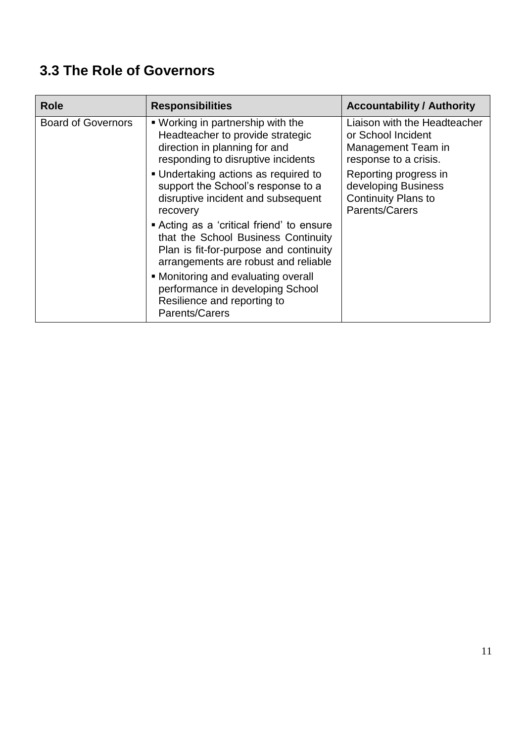## 3.3 The Role of Governors

| Role | Responsibilities | Accountability / Authority |
|---|---|---|
| Board of Governors | ▪ Working in partnership with the Headteacher to provide strategic direction in planning for and responding to disruptive incidents<br>▪ Undertaking actions as required to support the School's response to a disruptive incident and subsequent recovery<br>▪ Acting as a 'critical friend' to ensure that the School Business Continuity Plan is fit-for-purpose and continuity arrangements are robust and reliable<br>▪ Monitoring and evaluating overall performance in developing School Resilience and reporting to Parents/Carers | Liaison with the Headteacher or School Incident Management Team in response to a crisis.<br>Reporting progress in developing Business Continuity Plans to Parents/Carers |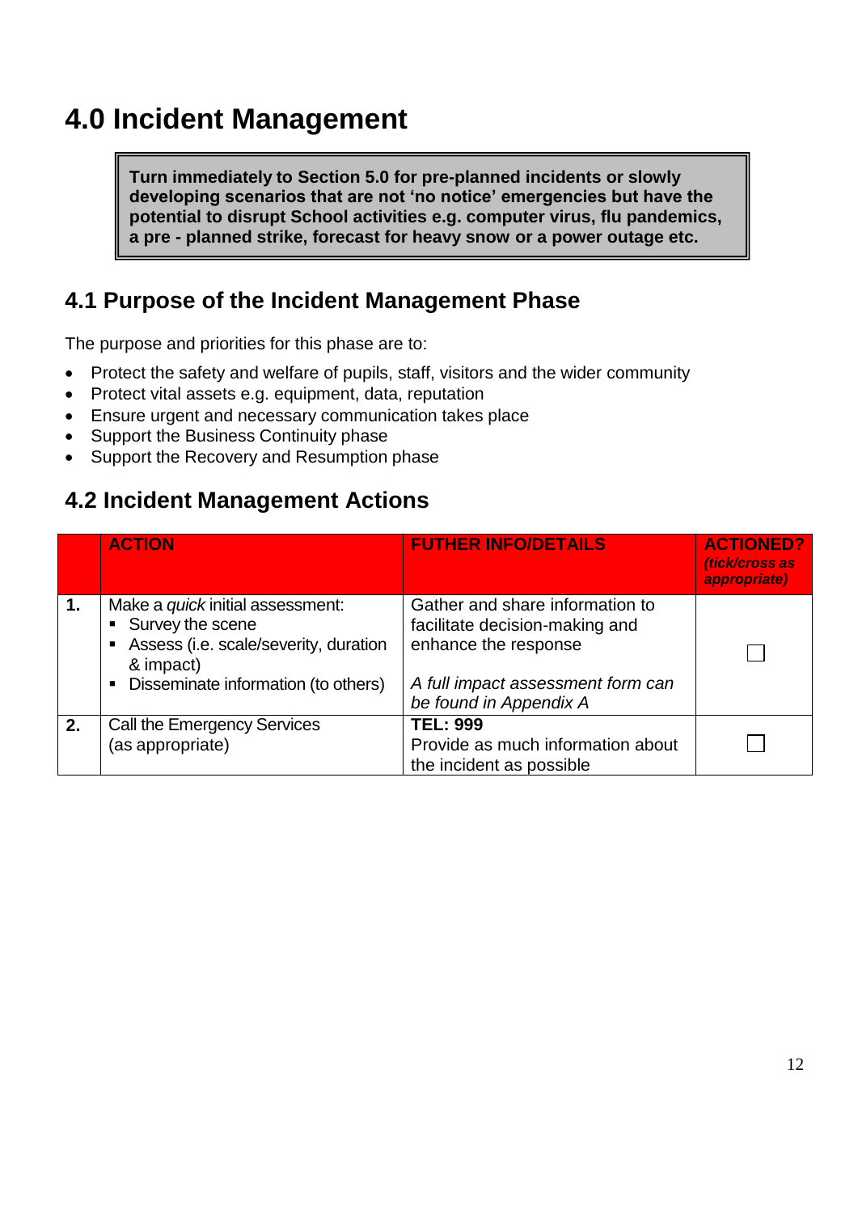# 4.0 Incident Management

> **Turn immediately to Section 5.0 for pre-planned incidents or slowly developing scenarios that are not 'no notice' emergencies but have the potential to disrupt School activities e.g. computer virus, flu pandemics, a pre - planned strike, forecast for heavy snow or a power outage etc.**

## 4.1 Purpose of the Incident Management Phase

The purpose and priorities for this phase are to:

- Protect the safety and welfare of pupils, staff, visitors and the wider community
- Protect vital assets e.g. equipment, data, reputation
- Ensure urgent and necessary communication takes place
- Support the Business Continuity phase
- Support the Recovery and Resumption phase

## 4.2 Incident Management Actions

| | ACTION | FUTHER INFO/DETAILS | ACTIONED? *(tick/cross as appropriate)* |
|---|---|---|---|
| **1.** | Make a *quick* initial assessment:<br>▪ Survey the scene<br>▪ Assess (i.e. scale/severity, duration & impact)<br>▪ Disseminate information (to others) | Gather and share information to facilitate decision-making and enhance the response<br><br>*A full impact assessment form can be found in Appendix A* | ☐ |
| **2.** | Call the Emergency Services (as appropriate) | **TEL: 999**<br>Provide as much information about the incident as possible | ☐ |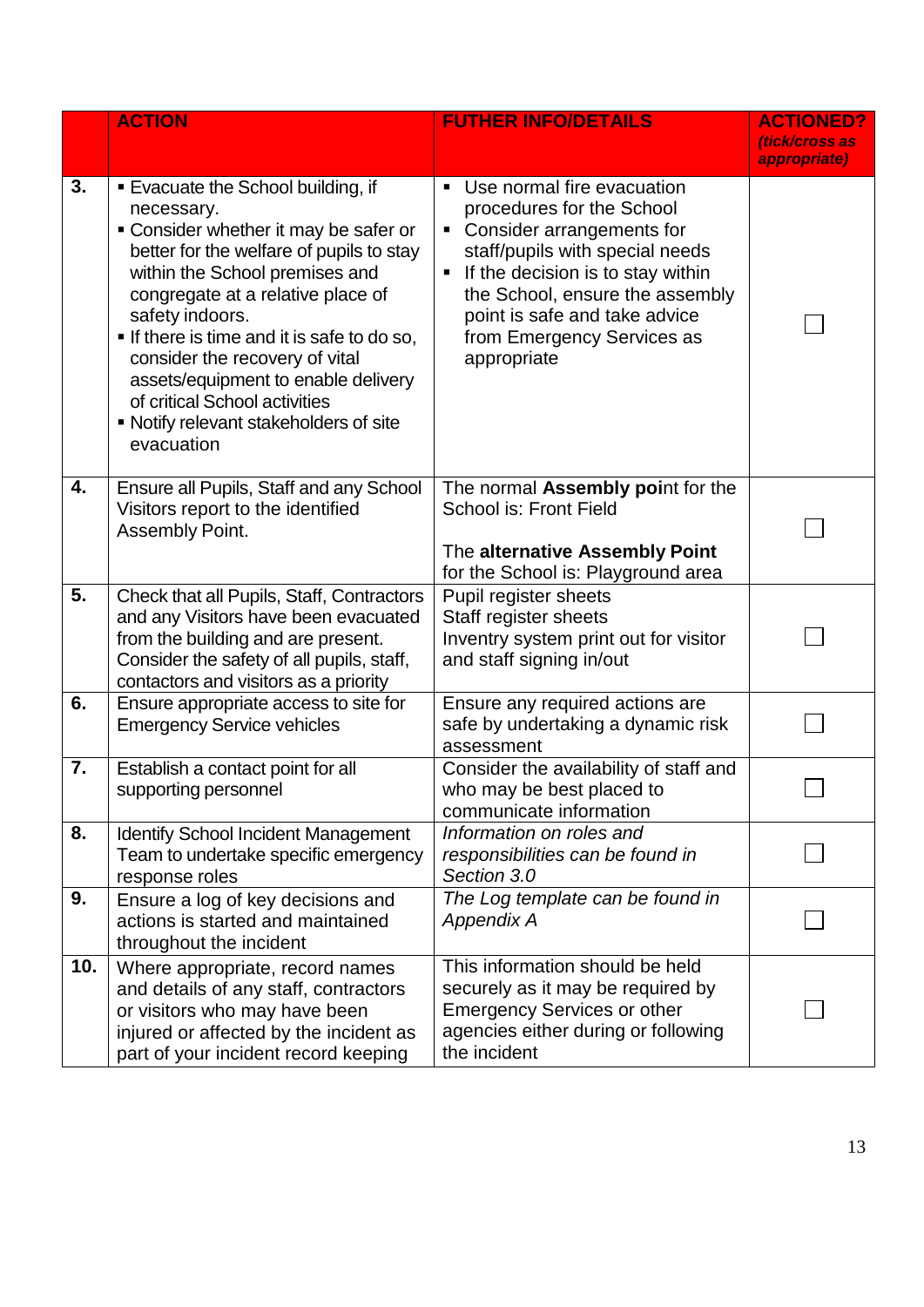| | ACTION | FUTHER INFO/DETAILS | ACTIONED? *(tick/cross as appropriate)* |
|---|---|---|---|
| **3.** | ▪ Evacuate the School building, if necessary.<br>▪ Consider whether it may be safer or better for the welfare of pupils to stay within the School premises and congregate at a relative place of safety indoors.<br>▪ If there is time and it is safe to do so, consider the recovery of vital assets/equipment to enable delivery of critical School activities<br>▪ Notify relevant stakeholders of site evacuation | ▪ Use normal fire evacuation procedures for the School<br>▪ Consider arrangements for staff/pupils with special needs<br>▪ If the decision is to stay within the School, ensure the assembly point is safe and take advice from Emergency Services as appropriate | ☐ |
| **4.** | Ensure all Pupils, Staff and any School Visitors report to the identified Assembly Point. | The normal **Assembly point** for the School is: Front Field<br><br>The **alternative Assembly Point** for the School is: Playground area | ☐ |
| **5.** | Check that all Pupils, Staff, Contractors and any Visitors have been evacuated from the building and are present. Consider the safety of all pupils, staff, contactors and visitors as a priority | Pupil register sheets<br>Staff register sheets<br>Inventry system print out for visitor and staff signing in/out | ☐ |
| **6.** | Ensure appropriate access to site for Emergency Service vehicles | Ensure any required actions are safe by undertaking a dynamic risk assessment | ☐ |
| **7.** | Establish a contact point for all supporting personnel | Consider the availability of staff and who may be best placed to communicate information | ☐ |
| **8.** | Identify School Incident Management Team to undertake specific emergency response roles | *Information on roles and responsibilities can be found in Section 3.0* | ☐ |
| **9.** | Ensure a log of key decisions and actions is started and maintained throughout the incident | *The Log template can be found in Appendix A* | ☐ |
| **10.** | Where appropriate, record names and details of any staff, contractors or visitors who may have been injured or affected by the incident as part of your incident record keeping | This information should be held securely as it may be required by Emergency Services or other agencies either during or following the incident | ☐ |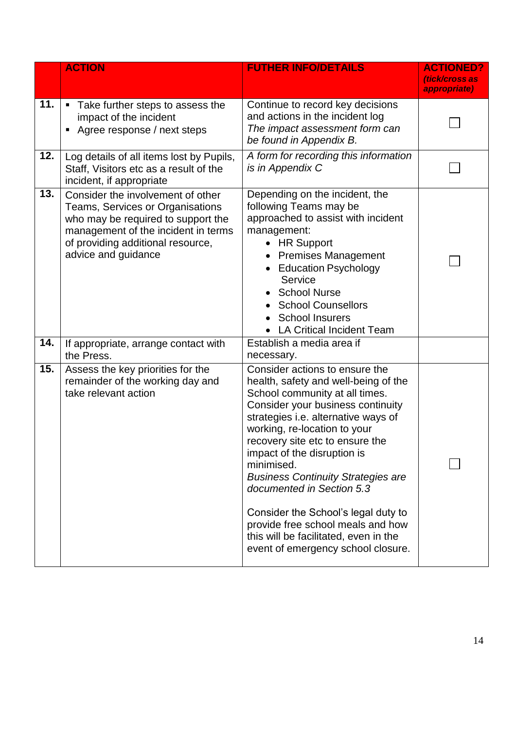| | ACTION | FUTHER INFO/DETAILS | ACTIONED? *(tick/cross as appropriate)* |
|---|---|---|---|
| **11.** | ▪ Take further steps to assess the impact of the incident<br>▪ Agree response / next steps | Continue to record key decisions and actions in the incident log<br>*The impact assessment form can be found in Appendix B.* | ☐ |
| **12.** | Log details of all items lost by Pupils, Staff, Visitors etc as a result of the incident, if appropriate | *A form for recording this information is in Appendix C* | ☐ |
| **13.** | Consider the involvement of other Teams, Services or Organisations who may be required to support the management of the incident in terms of providing additional resource, advice and guidance | Depending on the incident, the following Teams may be approached to assist with incident management:<br>• HR Support<br>• Premises Management<br>• Education Psychology Service<br>• School Nurse<br>• School Counsellors<br>• School Insurers<br>• LA Critical Incident Team | ☐ |
| **14.** | If appropriate, arrange contact with the Press. | Establish a media area if necessary. | |
| **15.** | Assess the key priorities for the remainder of the working day and take relevant action | Consider actions to ensure the health, safety and well-being of the School community at all times.<br>Consider your business continuity strategies i.e. alternative ways of working, re-location to your recovery site etc to ensure the impact of the disruption is minimised.<br>*Business Continuity Strategies are documented in Section 5.3*<br><br>Consider the School's legal duty to provide free school meals and how this will be facilitated, even in the event of emergency school closure. | ☐ |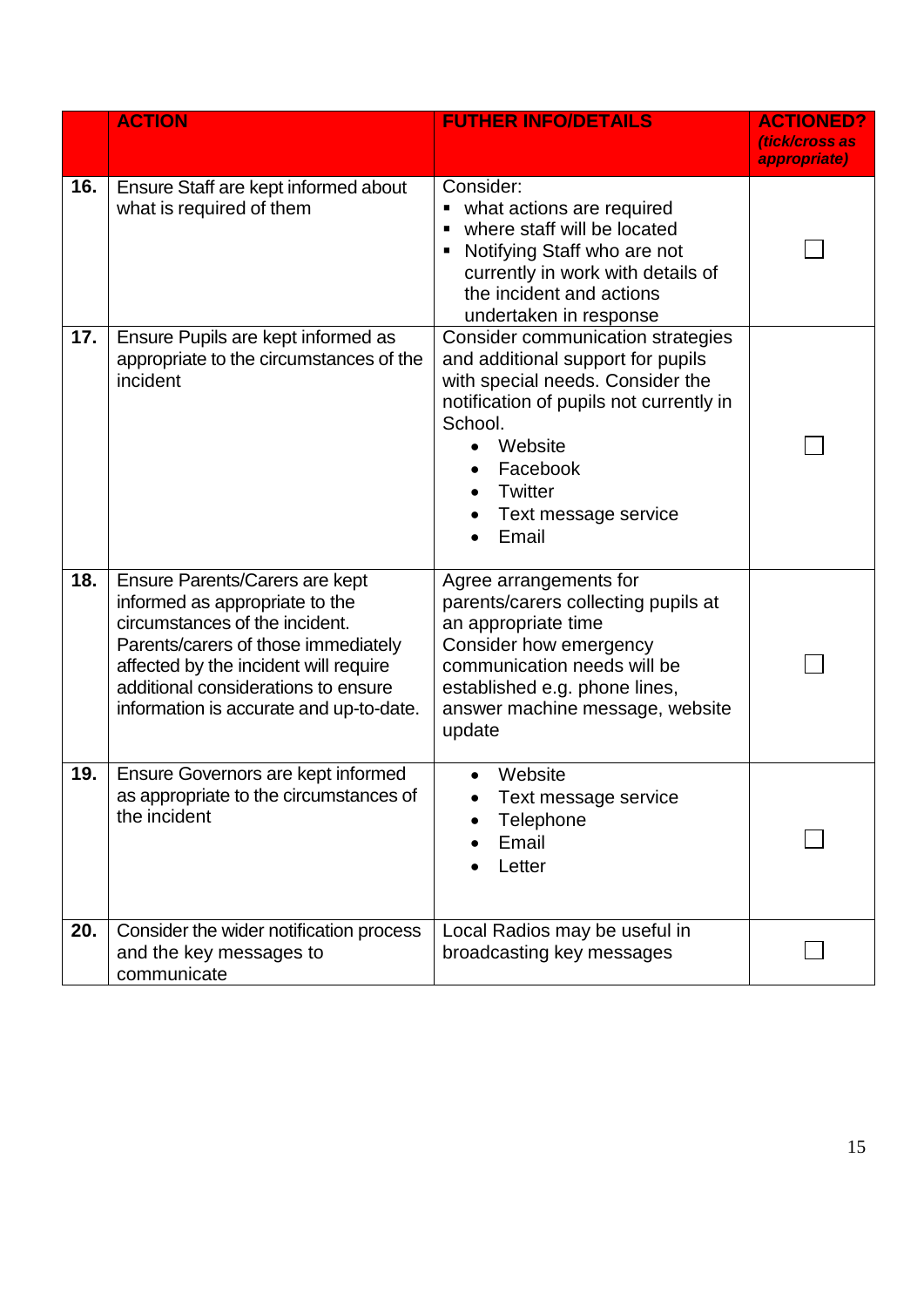| | ACTION | FUTHER INFO/DETAILS | ACTIONED? *(tick/cross as appropriate)* |
|---|---|---|---|
| **16.** | Ensure Staff are kept informed about what is required of them | Consider:<br>▪ what actions are required<br>▪ where staff will be located<br>▪ Notifying Staff who are not currently in work with details of the incident and actions undertaken in response | ☐ |
| **17.** | Ensure Pupils are kept informed as appropriate to the circumstances of the incident | Consider communication strategies and additional support for pupils with special needs. Consider the notification of pupils not currently in School.<br>• Website<br>• Facebook<br>• Twitter<br>• Text message service<br>• Email | ☐ |
| **18.** | Ensure Parents/Carers are kept informed as appropriate to the circumstances of the incident. Parents/carers of those immediately affected by the incident will require additional considerations to ensure information is accurate and up-to-date. | Agree arrangements for parents/carers collecting pupils at an appropriate time<br>Consider how emergency communication needs will be established e.g. phone lines, answer machine message, website update | ☐ |
| **19.** | Ensure Governors are kept informed as appropriate to the circumstances of the incident | • Website<br>• Text message service<br>• Telephone<br>• Email<br>• Letter | ☐ |
| **20.** | Consider the wider notification process and the key messages to communicate | Local Radios may be useful in broadcasting key messages | ☐ |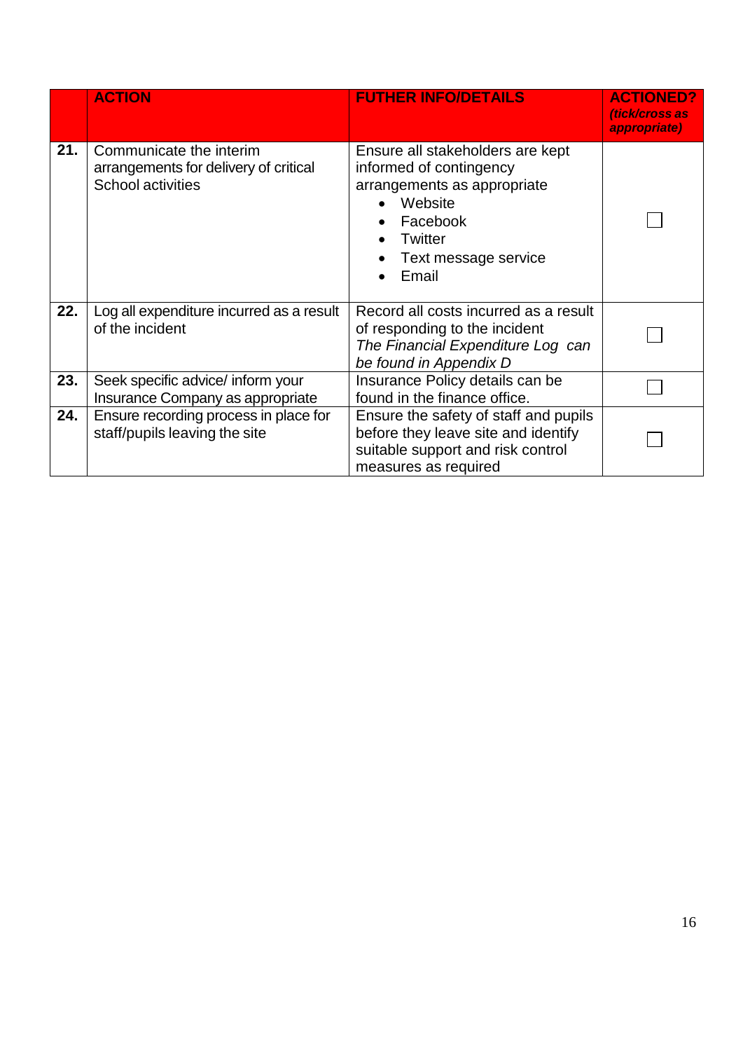| | ACTION | FUTHER INFO/DETAILS | ACTIONED? *(tick/cross as appropriate)* |
|---|---|---|---|
| **21.** | Communicate the interim arrangements for delivery of critical School activities | Ensure all stakeholders are kept informed of contingency arrangements as appropriate<br>• Website<br>• Facebook<br>• Twitter<br>• Text message service<br>• Email | ☐ |
| **22.** | Log all expenditure incurred as a result of the incident | Record all costs incurred as a result of responding to the incident<br>*The Financial Expenditure Log can be found in Appendix D* | ☐ |
| **23.** | Seek specific advice/ inform your Insurance Company as appropriate | Insurance Policy details can be found in the finance office. | ☐ |
| **24.** | Ensure recording process in place for staff/pupils leaving the site | Ensure the safety of staff and pupils before they leave site and identify suitable support and risk control measures as required | ☐ |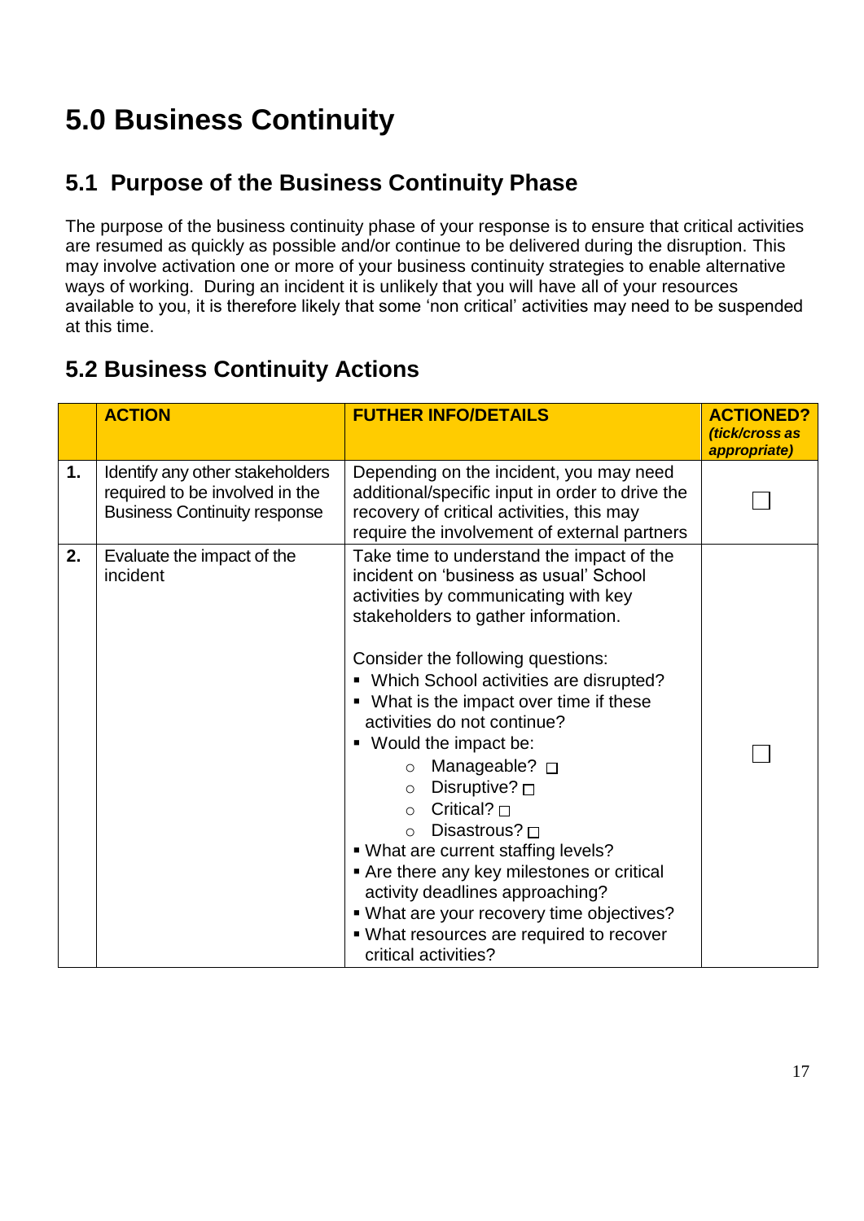# 5.0 Business Continuity

## 5.1 Purpose of the Business Continuity Phase

The purpose of the business continuity phase of your response is to ensure that critical activities are resumed as quickly as possible and/or continue to be delivered during the disruption. This may involve activation one or more of your business continuity strategies to enable alternative ways of working. During an incident it is unlikely that you will have all of your resources available to you, it is therefore likely that some 'non critical' activities may need to be suspended at this time.

## 5.2 Business Continuity Actions

| | **ACTION** | **FUTHER INFO/DETAILS** | **ACTIONED?** *(tick/cross as appropriate)* |
|---|---|---|---|
| **1.** | Identify any other stakeholders required to be involved in the Business Continuity response | Depending on the incident, you may need additional/specific input in order to drive the recovery of critical activities, this may require the involvement of external partners | ☐ |
| **2.** | Evaluate the impact of the incident | Take time to understand the impact of the incident on 'business as usual' School activities by communicating with key stakeholders to gather information.<br><br>Consider the following questions:<br>▪ Which School activities are disrupted?<br>▪ What is the impact over time if these activities do not continue?<br>▪ Would the impact be:<br>○ Manageable? ☐<br>○ Disruptive? ☐<br>○ Critical? ☐<br>○ Disastrous? ☐<br>▪ What are current staffing levels?<br>▪ Are there any key milestones or critical activity deadlines approaching?<br>▪ What are your recovery time objectives?<br>▪ What resources are required to recover critical activities? | ☐ |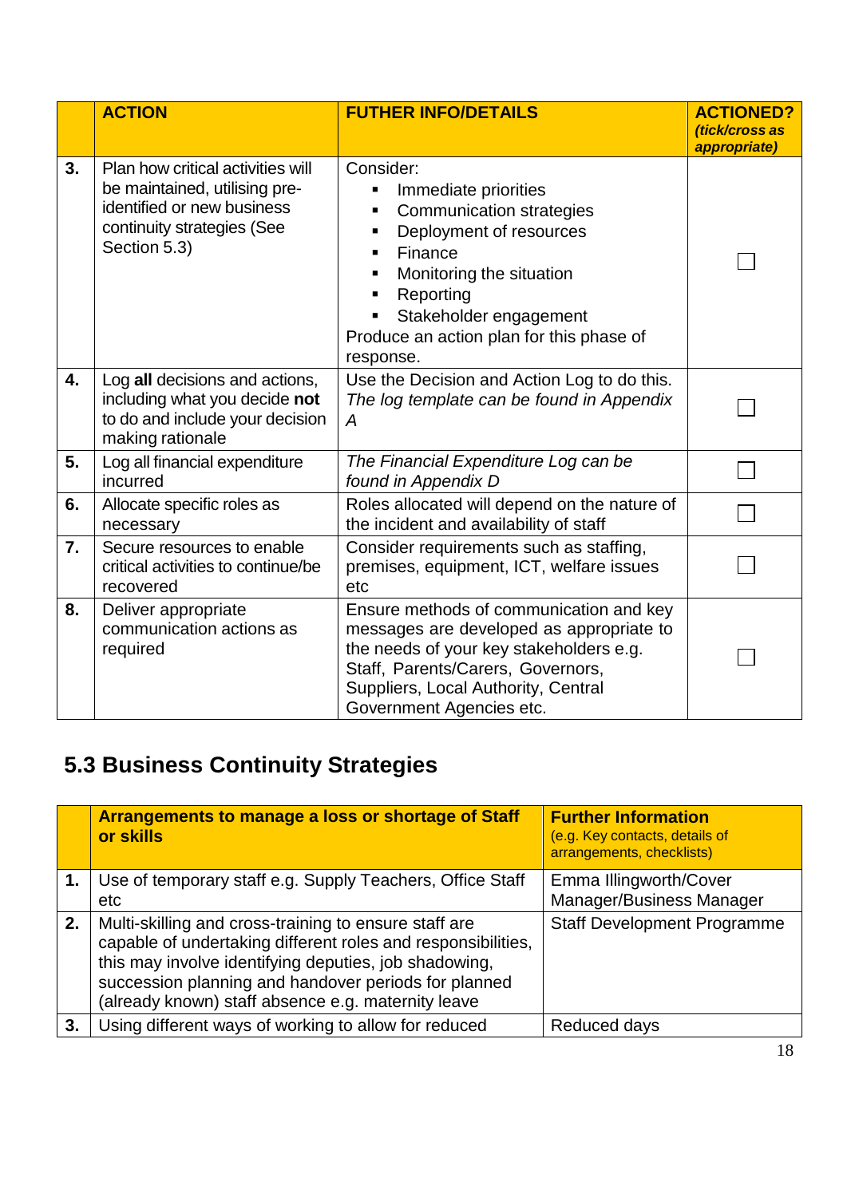| | ACTION | FUTHER INFO/DETAILS | ACTIONED? *(tick/cross as appropriate)* |
|---|---|---|---|
| **3.** | Plan how critical activities will be maintained, utilising pre-identified or new business continuity strategies (See Section 5.3) | Consider:<br>▪ Immediate priorities<br>▪ Communication strategies<br>▪ Deployment of resources<br>▪ Finance<br>▪ Monitoring the situation<br>▪ Reporting<br>▪ Stakeholder engagement<br>Produce an action plan for this phase of response. | ☐ |
| **4.** | Log **all** decisions and actions, including what you decide **not** to do and include your decision making rationale | Use the Decision and Action Log to do this. *The log template can be found in Appendix A* | ☐ |
| **5.** | Log all financial expenditure incurred | *The Financial Expenditure Log can be found in Appendix D* | ☐ |
| **6.** | Allocate specific roles as necessary | Roles allocated will depend on the nature of the incident and availability of staff | ☐ |
| **7.** | Secure resources to enable critical activities to continue/be recovered | Consider requirements such as staffing, premises, equipment, ICT, welfare issues etc | ☐ |
| **8.** | Deliver appropriate communication actions as required | Ensure methods of communication and key messages are developed as appropriate to the needs of your key stakeholders e.g. Staff, Parents/Carers, Governors, Suppliers, Local Authority, Central Government Agencies etc. | ☐ |

## 5.3 Business Continuity Strategies

| | Arrangements to manage a loss or shortage of Staff or skills | Further Information (e.g. Key contacts, details of arrangements, checklists) |
|---|---|---|
| **1.** | Use of temporary staff e.g. Supply Teachers, Office Staff etc | Emma Illingworth/Cover Manager/Business Manager |
| **2.** | Multi-skilling and cross-training to ensure staff are capable of undertaking different roles and responsibilities, this may involve identifying deputies, job shadowing, succession planning and handover periods for planned (already known) staff absence e.g. maternity leave | Staff Development Programme |
| **3.** | Using different ways of working to allow for reduced | Reduced days |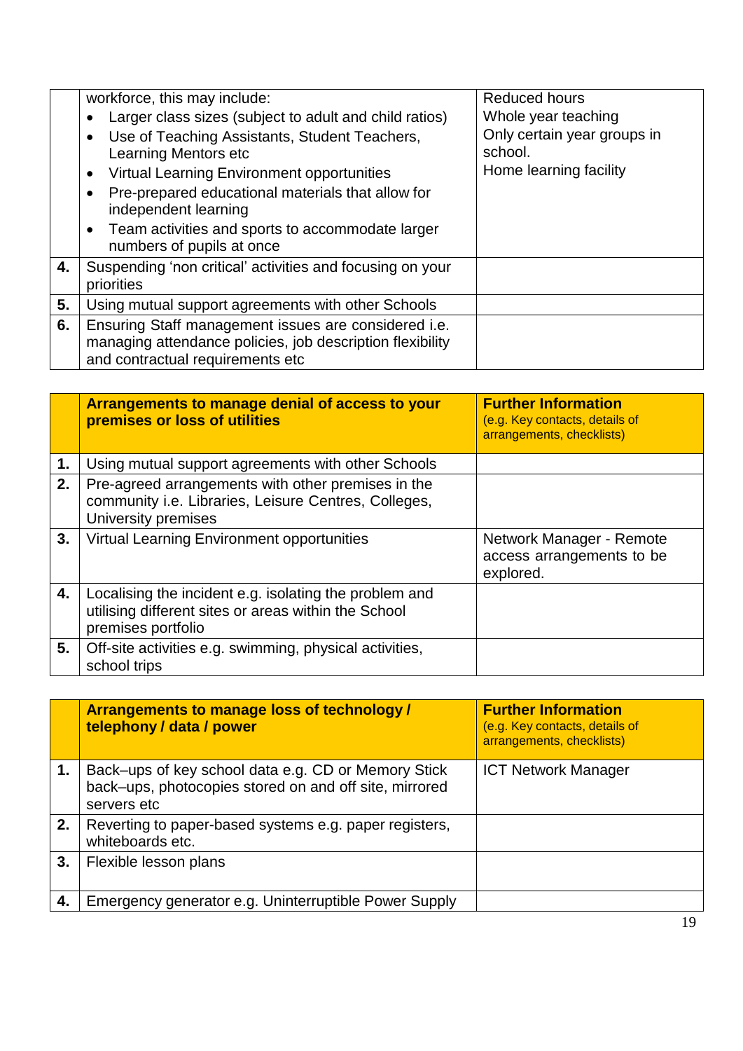| | | |
|---|---|---|
| | workforce, this may include:<br>• Larger class sizes (subject to adult and child ratios)<br>• Use of Teaching Assistants, Student Teachers, Learning Mentors etc<br>• Virtual Learning Environment opportunities<br>• Pre-prepared educational materials that allow for independent learning<br>• Team activities and sports to accommodate larger numbers of pupils at once | Reduced hours<br>Whole year teaching<br>Only certain year groups in school.<br>Home learning facility |
| **4.** | Suspending 'non critical' activities and focusing on your priorities | |
| **5.** | Using mutual support agreements with other Schools | |
| **6.** | Ensuring Staff management issues are considered i.e. managing attendance policies, job description flexibility and contractual requirements etc | |

| | **Arrangements to manage denial of access to your premises or loss of utilities** | **Further Information** (e.g. Key contacts, details of arrangements, checklists) |
|---|---|---|
| **1.** | Using mutual support agreements with other Schools | |
| **2.** | Pre-agreed arrangements with other premises in the community i.e. Libraries, Leisure Centres, Colleges, University premises | |
| **3.** | Virtual Learning Environment opportunities | Network Manager - Remote access arrangements to be explored. |
| **4.** | Localising the incident e.g. isolating the problem and utilising different sites or areas within the School premises portfolio | |
| **5.** | Off-site activities e.g. swimming, physical activities, school trips | |

| | **Arrangements to manage loss of technology / telephony / data / power** | **Further Information** (e.g. Key contacts, details of arrangements, checklists) |
|---|---|---|
| **1.** | Back–ups of key school data e.g. CD or Memory Stick back–ups, photocopies stored on and off site, mirrored servers etc | ICT Network Manager |
| **2.** | Reverting to paper-based systems e.g. paper registers, whiteboards etc. | |
| **3.** | Flexible lesson plans | |
| **4.** | Emergency generator e.g. Uninterruptible Power Supply | |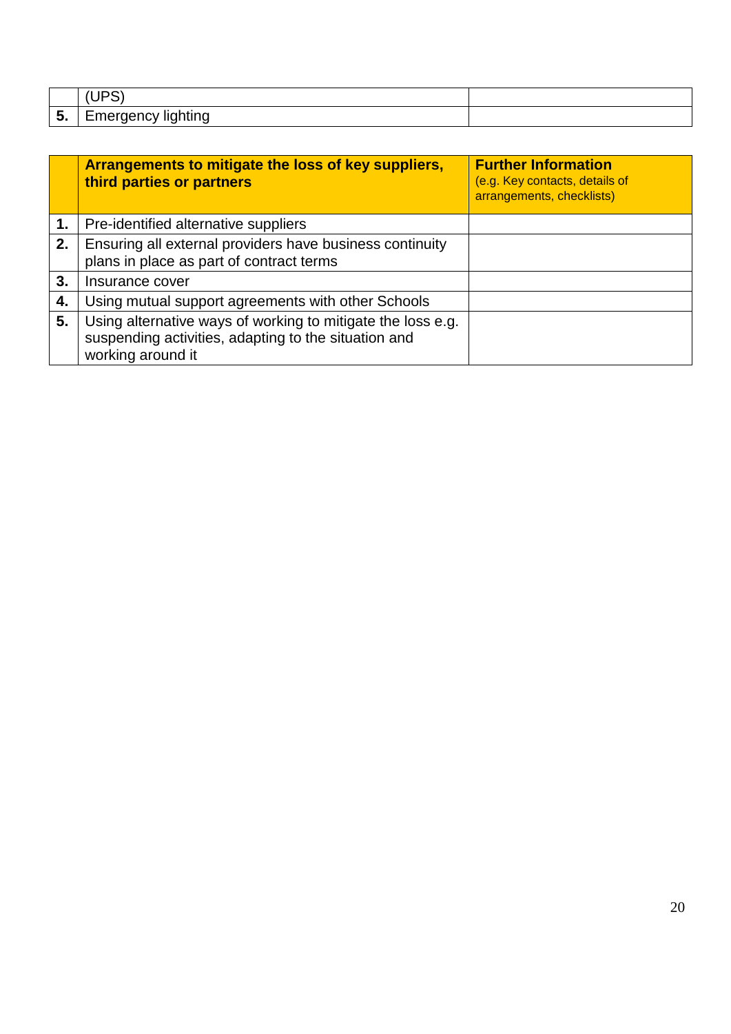|  | (UPS) |  |
|---|---|---|
| 5. | Emergency lighting |  |

|  | **Arrangements to mitigate the loss of key suppliers, third parties or partners** | **Further Information** (e.g. Key contacts, details of arrangements, checklists) |
|---|---|---|
| **1.** | Pre-identified alternative suppliers |  |
| **2.** | Ensuring all external providers have business continuity plans in place as part of contract terms |  |
| **3.** | Insurance cover |  |
| **4.** | Using mutual support agreements with other Schools |  |
| **5.** | Using alternative ways of working to mitigate the loss e.g. suspending activities, adapting to the situation and working around it |  |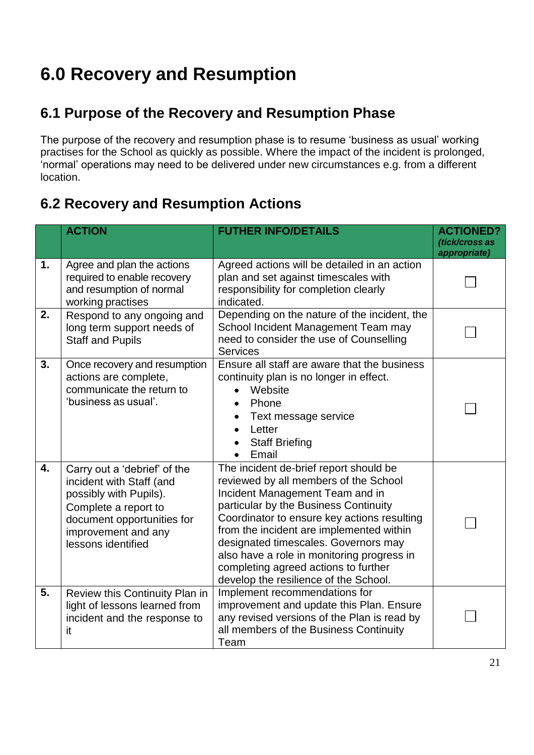# 6.0 Recovery and Resumption

## 6.1 Purpose of the Recovery and Resumption Phase

The purpose of the recovery and resumption phase is to resume 'business as usual' working practises for the School as quickly as possible. Where the impact of the incident is prolonged, 'normal' operations may need to be delivered under new circumstances e.g. from a different location.

## 6.2 Recovery and Resumption Actions

| | ACTION | FUTHER INFO/DETAILS | ACTIONED? *(tick/cross as appropriate)* |
|---|---|---|---|
| **1.** | Agree and plan the actions required to enable recovery and resumption of normal working practises | Agreed actions will be detailed in an action plan and set against timescales with responsibility for completion clearly indicated. | ☐ |
| **2.** | Respond to any ongoing and long term support needs of Staff and Pupils | Depending on the nature of the incident, the School Incident Management Team may need to consider the use of Counselling Services | ☐ |
| **3.** | Once recovery and resumption actions are complete, communicate the return to 'business as usual'. | Ensure all staff are aware that the business continuity plan is no longer in effect.<br>• Website<br>• Phone<br>• Text message service<br>• Letter<br>• Staff Briefing<br>• Email | ☐ |
| **4.** | Carry out a 'debrief' of the incident with Staff (and possibly with Pupils). Complete a report to document opportunities for improvement and any lessons identified | The incident de-brief report should be reviewed by all members of the School Incident Management Team and in particular by the Business Continuity Coordinator to ensure key actions resulting from the incident are implemented within designated timescales. Governors may also have a role in monitoring progress in completing agreed actions to further develop the resilience of the School. | ☐ |
| **5.** | Review this Continuity Plan in light of lessons learned from incident and the response to it | Implement recommendations for improvement and update this Plan. Ensure any revised versions of the Plan is read by all members of the Business Continuity Team | ☐ |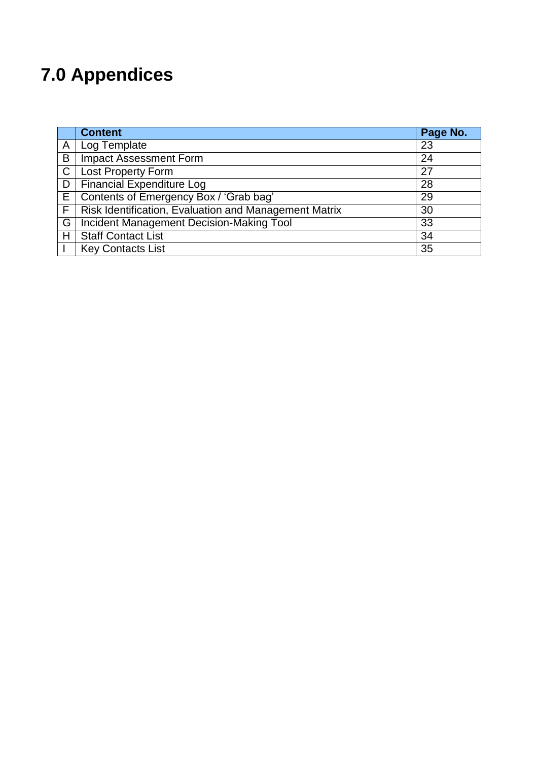# 7.0 Appendices

| | Content | Page No. |
|---|---|---|
| A | Log Template | 23 |
| B | Impact Assessment Form | 24 |
| C | Lost Property Form | 27 |
| D | Financial Expenditure Log | 28 |
| E | Contents of Emergency Box / 'Grab bag' | 29 |
| F | Risk Identification, Evaluation and Management Matrix | 30 |
| G | Incident Management Decision-Making Tool | 33 |
| H | Staff Contact List | 34 |
| I | Key Contacts List | 35 |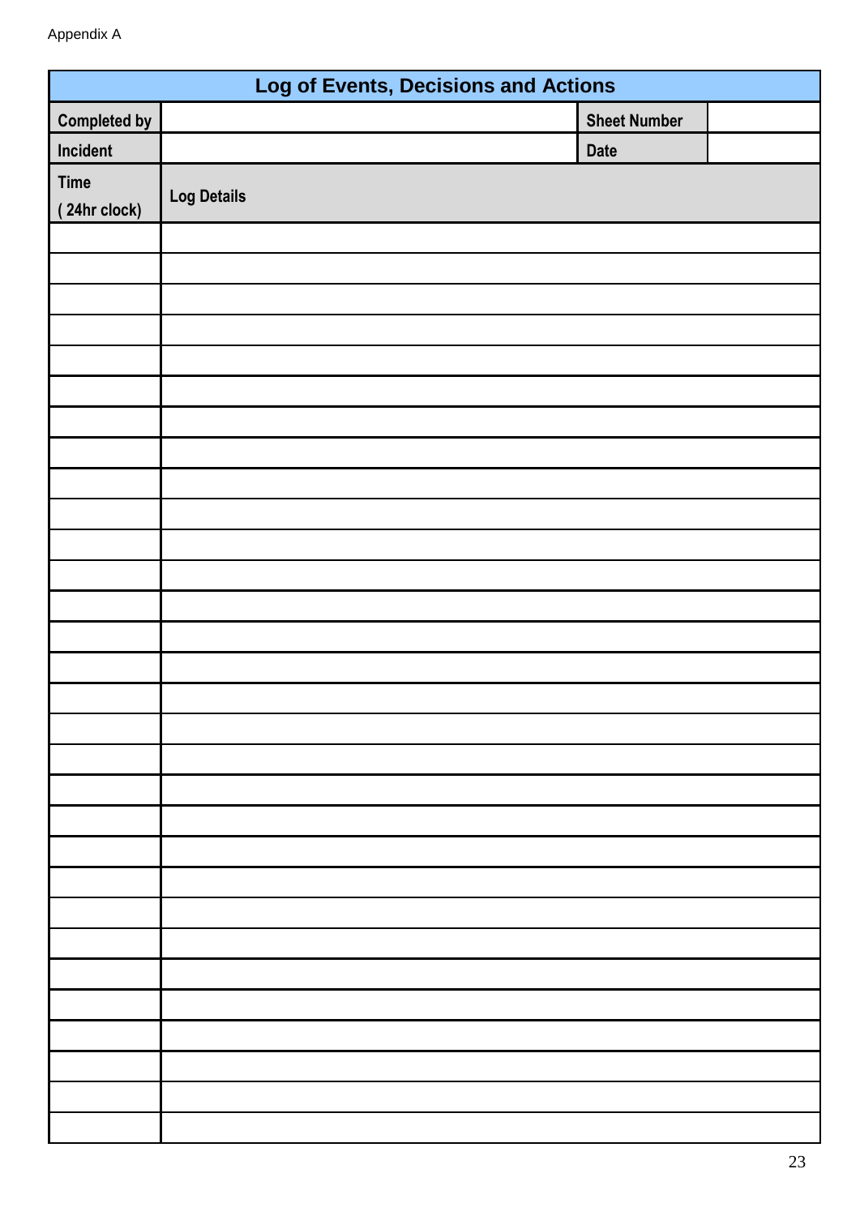Appendix A

| Log of Events, Decisions and Actions | | | |
|---|---|---|---|
| **Completed by** | | **Sheet Number** | |
| **Incident** | | **Date** | |
| **Time ( 24hr clock)** | **Log Details** | | |
| | | | |
| | | | |
| | | | |
| | | | |
| | | | |
| | | | |
| | | | |
| | | | |
| | | | |
| | | | |
| | | | |
| | | | |
| | | | |
| | | | |
| | | | |
| | | | |
| | | | |
| | | | |
| | | | |
| | | | |
| | | | |
| | | | |
| | | | |
| | | | |
| | | | |
| | | | |
| | | | |
| | | | |
| | | | |
| | | | |
| | | | |
| | | | |
| | | | |
| | | | |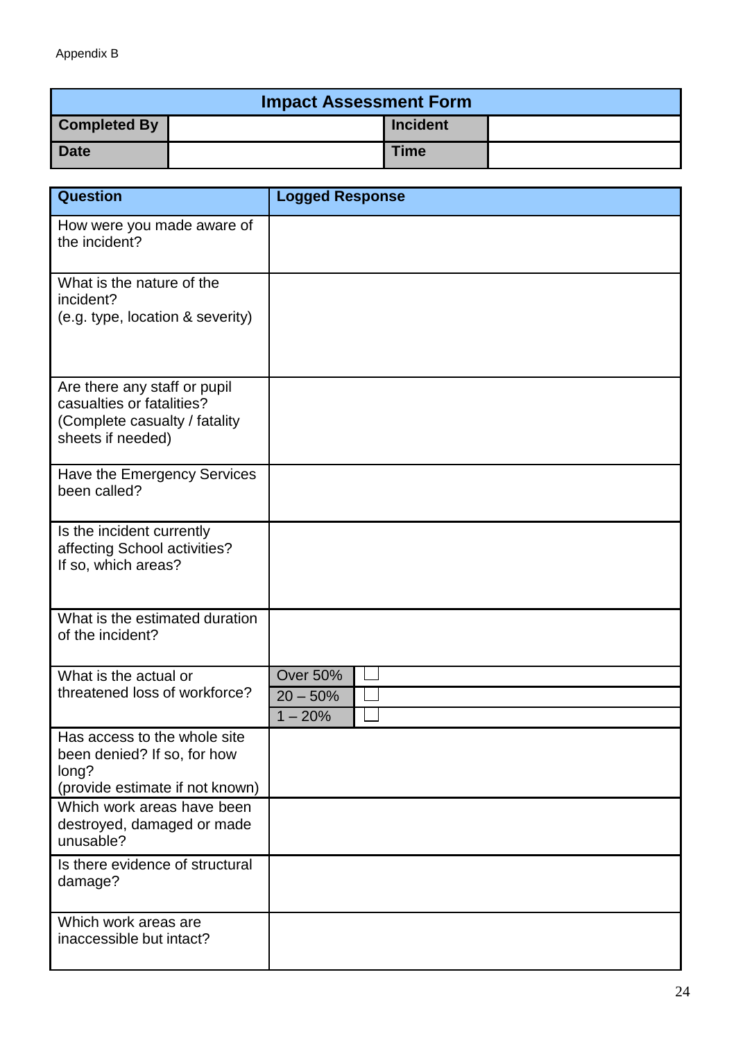Appendix B

| Impact Assessment Form | | | |
|---|---|---|---|
| **Completed By** | | **Incident** | |
| **Date** | | **Time** | |

| Question | Logged Response | |
|---|---|---|
| How were you made aware of the incident? | | |
| What is the nature of the incident? (e.g. type, location & severity) | | |
| Are there any staff or pupil casualties or fatalities? (Complete casualty / fatality sheets if needed) | | |
| Have the Emergency Services been called? | | |
| Is the incident currently affecting School activities? If so, which areas? | | |
| What is the estimated duration of the incident? | | |
| What is the actual or threatened loss of workforce? | Over 50% | ☐ |
| | 20 – 50% | ☐ |
| | 1 – 20% | ☐ |
| Has access to the whole site been denied? If so, for how long? (provide estimate if not known) | | |
| Which work areas have been destroyed, damaged or made unusable? | | |
| Is there evidence of structural damage? | | |
| Which work areas are inaccessible but intact? | | |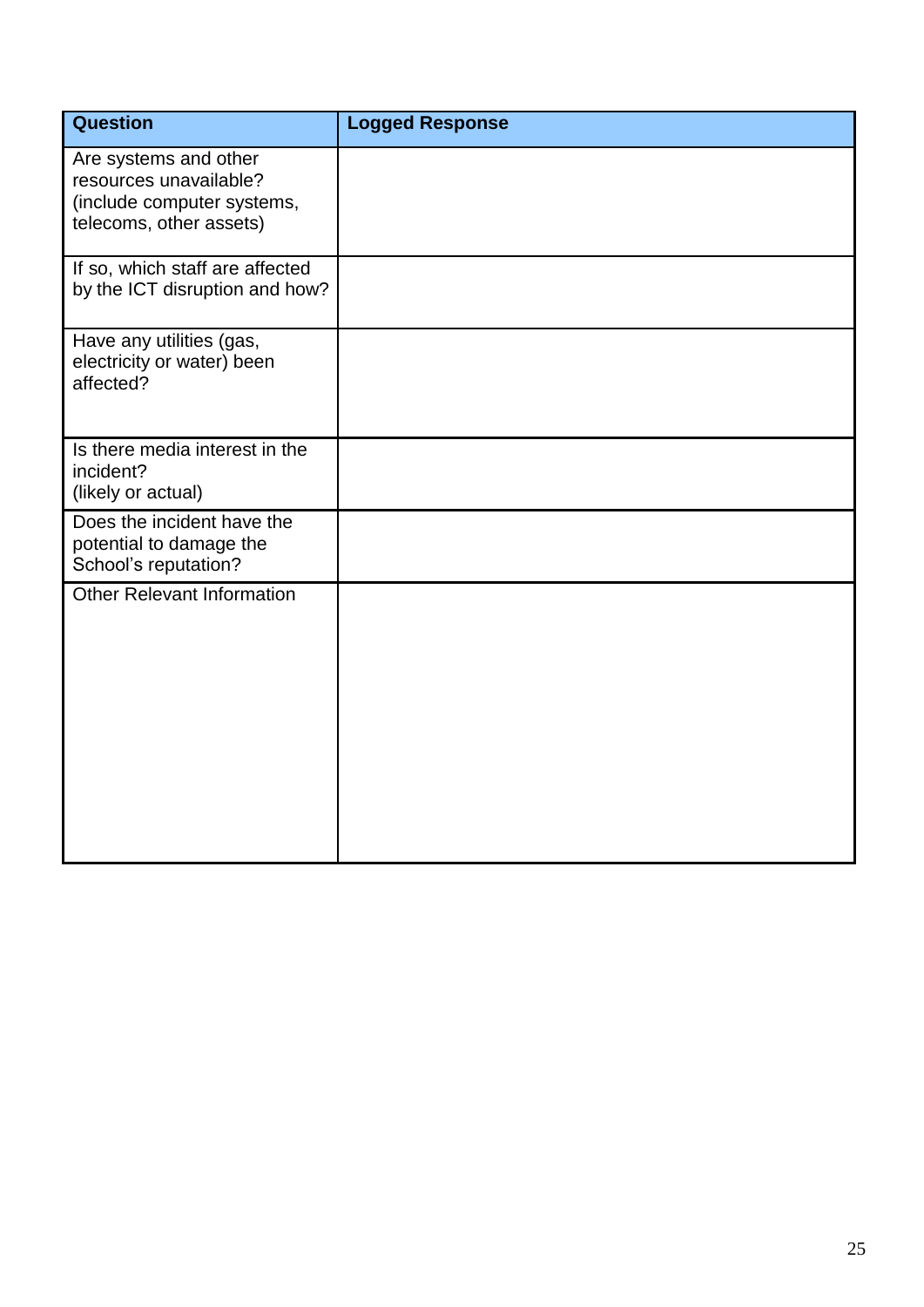| Question | Logged Response |
| --- | --- |
| Are systems and other resources unavailable? (include computer systems, telecoms, other assets) | |
| If so, which staff are affected by the ICT disruption and how? | |
| Have any utilities (gas, electricity or water) been affected? | |
| Is there media interest in the incident? (likely or actual) | |
| Does the incident have the potential to damage the School's reputation? | |
| Other Relevant Information | |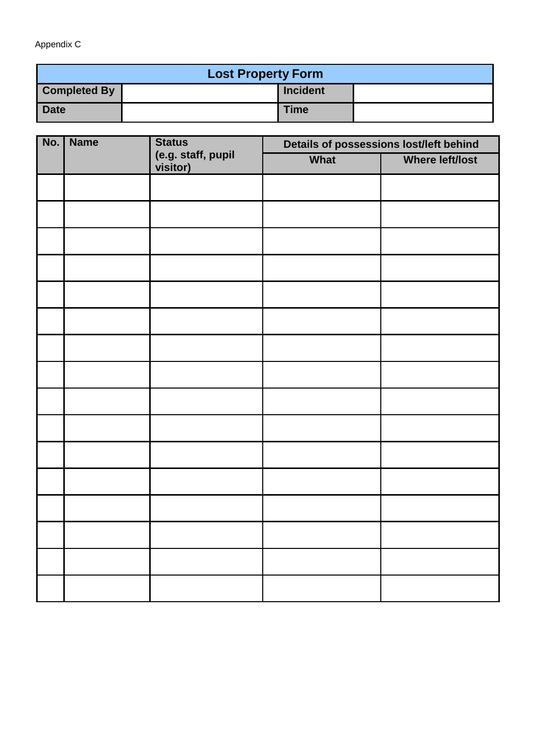Appendix C

| Lost Property Form | | | |
|---|---|---|---|
| **Completed By** | | **Incident** | |
| **Date** | | **Time** | |

| No. | Name | Status (e.g. staff, pupil visitor) | Details of possessions lost/left behind | |
|---|---|---|---|---|
| | | | **What** | **Where left/lost** |
| | | | | |
| | | | | |
| | | | | |
| | | | | |
| | | | | |
| | | | | |
| | | | | |
| | | | | |
| | | | | |
| | | | | |
| | | | | |
| | | | | |
| | | | | |
| | | | | |
| | | | | |
| | | | | |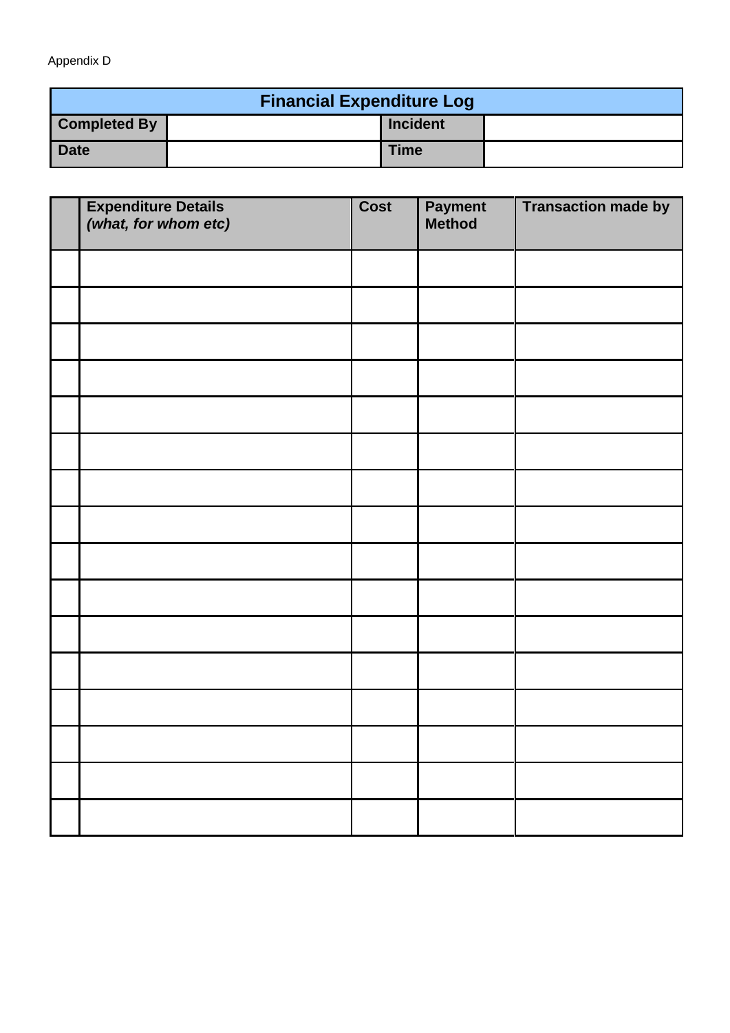Appendix D

| Financial Expenditure Log | | | |
|---|---|---|---|
| **Completed By** | | **Incident** | |
| **Date** | | **Time** | |

| | **Expenditure Details** ***(what, for whom etc)*** | **Cost** | **Payment Method** | **Transaction made by** |
|---|---|---|---|---|
| | | | | |
| | | | | |
| | | | | |
| | | | | |
| | | | | |
| | | | | |
| | | | | |
| | | | | |
| | | | | |
| | | | | |
| | | | | |
| | | | | |
| | | | | |
| | | | | |
| | | | | |
| | | | | |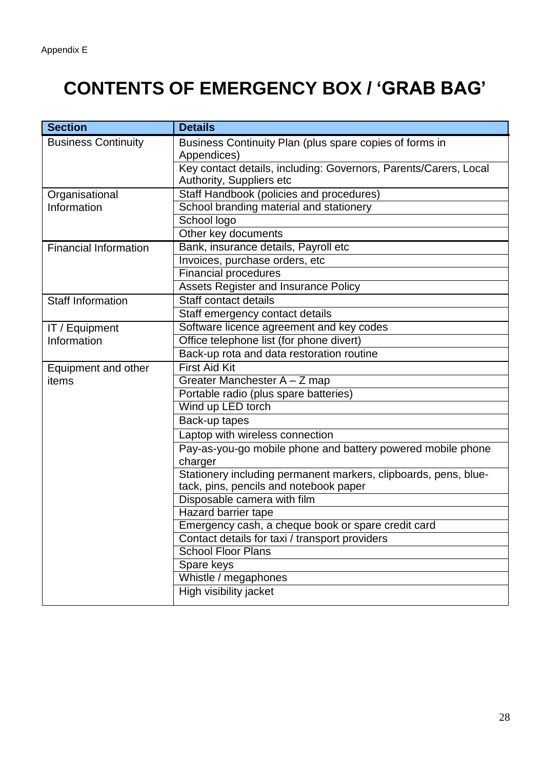Appendix E

# CONTENTS OF EMERGENCY BOX / 'GRAB BAG'

| Section | Details |
|---|---|
| Business Continuity | Business Continuity Plan (plus spare copies of forms in Appendices) |
| | Key contact details, including: Governors, Parents/Carers, Local Authority, Suppliers etc |
| Organisational Information | Staff Handbook (policies and procedures) |
| | School branding material and stationery |
| | School logo |
| | Other key documents |
| Financial Information | Bank, insurance details, Payroll etc |
| | Invoices, purchase orders, etc |
| | Financial procedures |
| | Assets Register and Insurance Policy |
| Staff Information | Staff contact details |
| | Staff emergency contact details |
| IT / Equipment Information | Software licence agreement and key codes |
| | Office telephone list (for phone divert) |
| | Back-up rota and data restoration routine |
| Equipment and other items | First Aid Kit |
| | Greater Manchester A – Z map |
| | Portable radio (plus spare batteries) |
| | Wind up LED torch |
| | Back-up tapes |
| | Laptop with wireless connection |
| | Pay-as-you-go mobile phone and battery powered mobile phone charger |
| | Stationery including permanent markers, clipboards, pens, blue-tack, pins, pencils and notebook paper |
| | Disposable camera with film |
| | Hazard barrier tape |
| | Emergency cash, a cheque book or spare credit card |
| | Contact details for taxi / transport providers |
| | School Floor Plans |
| | Spare keys |
| | Whistle / megaphones |
| | High visibility jacket |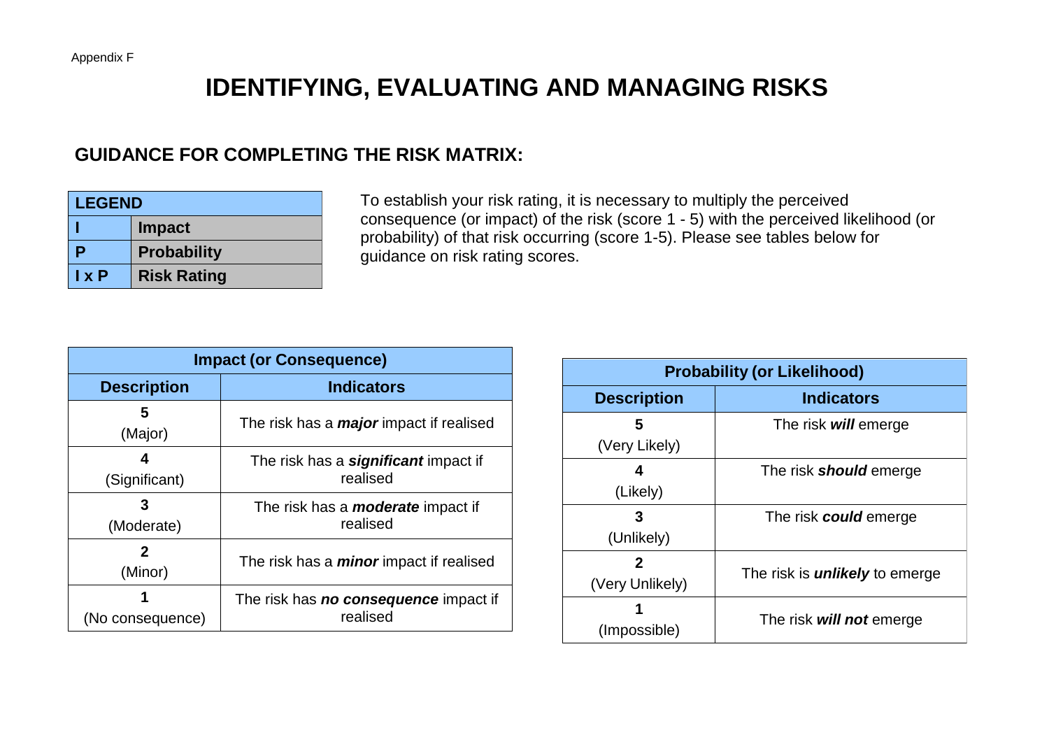Appendix F

# IDENTIFYING, EVALUATING AND MANAGING RISKS

## GUIDANCE FOR COMPLETING THE RISK MATRIX:

| LEGEND | |
|---|---|
| **I** | **Impact** |
| **P** | **Probability** |
| **I x P** | **Risk Rating** |

To establish your risk rating, it is necessary to multiply the perceived consequence (or impact) of the risk (score 1 - 5) with the perceived likelihood (or probability) of that risk occurring (score 1-5). Please see tables below for guidance on risk rating scores.

| **Impact (or Consequence)** | |
|---|---|
| **Description** | **Indicators** |
| **5** (Major) | The risk has a ***major*** impact if realised |
| **4** (Significant) | The risk has a ***significant*** impact if realised |
| **3** (Moderate) | The risk has a ***moderate*** impact if realised |
| **2** (Minor) | The risk has a ***minor*** impact if realised |
| **1** (No consequence) | The risk has ***no consequence*** impact if realised |

| **Probability (or Likelihood)** | |
|---|---|
| **Description** | **Indicators** |
| **5** (Very Likely) | The risk ***will*** emerge |
| **4** (Likely) | The risk ***should*** emerge |
| **3** (Unlikely) | The risk ***could*** emerge |
| **2** (Very Unlikely) | The risk is ***unlikely*** to emerge |
| **1** (Impossible) | The risk ***will not*** emerge |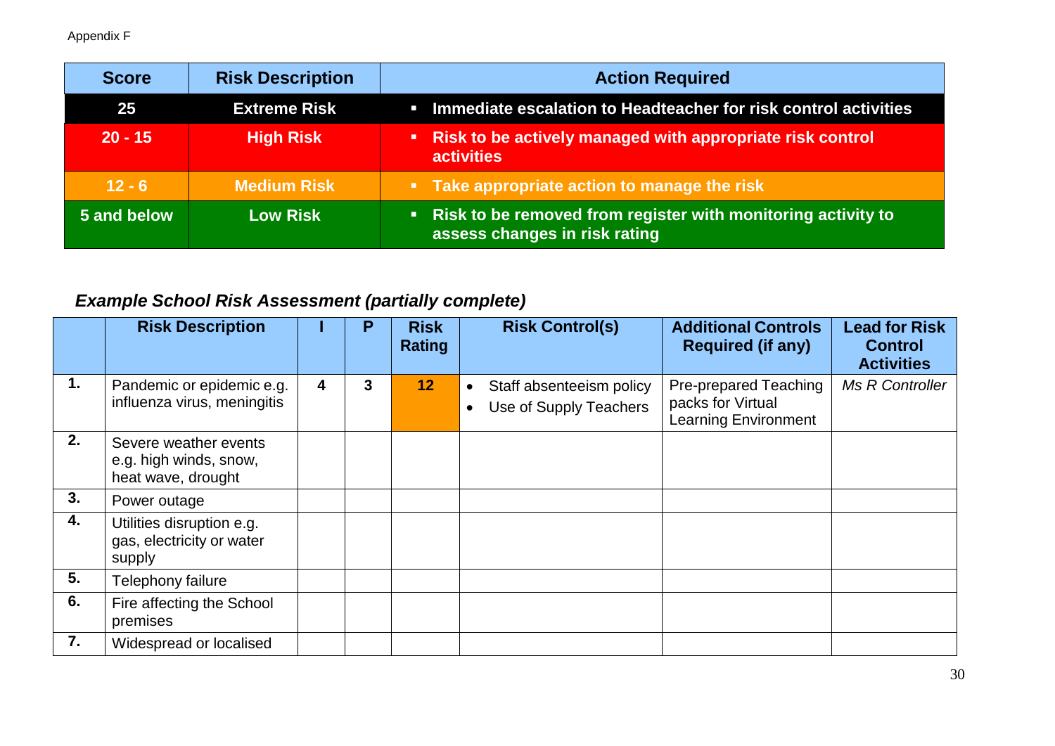Appendix F

| Score | Risk Description | Action Required |
|---|---|---|
| 25 | Extreme Risk | ▪ Immediate escalation to Headteacher for risk control activities |
| 20 - 15 | High Risk | ▪ Risk to be actively managed with appropriate risk control activities |
| 12 - 6 | Medium Risk | ▪ Take appropriate action to manage the risk |
| 5 and below | Low Risk | ▪ Risk to be removed from register with monitoring activity to assess changes in risk rating |

### *Example School Risk Assessment (partially complete)*

| | Risk Description | I | P | Risk Rating | Risk Control(s) | Additional Controls Required (if any) | Lead for Risk Control Activities |
|---|---|---|---|---|---|---|---|
| 1. | Pandemic or epidemic e.g. influenza virus, meningitis | 4 | 3 | 12 | • Staff absenteeism policy<br>• Use of Supply Teachers | Pre-prepared Teaching packs for Virtual Learning Environment | *Ms R Controller* |
| 2. | Severe weather events e.g. high winds, snow, heat wave, drought | | | | | | |
| 3. | Power outage | | | | | | |
| 4. | Utilities disruption e.g. gas, electricity or water supply | | | | | | |
| 5. | Telephony failure | | | | | | |
| 6. | Fire affecting the School premises | | | | | | |
| 7. | Widespread or localised | | | | | | |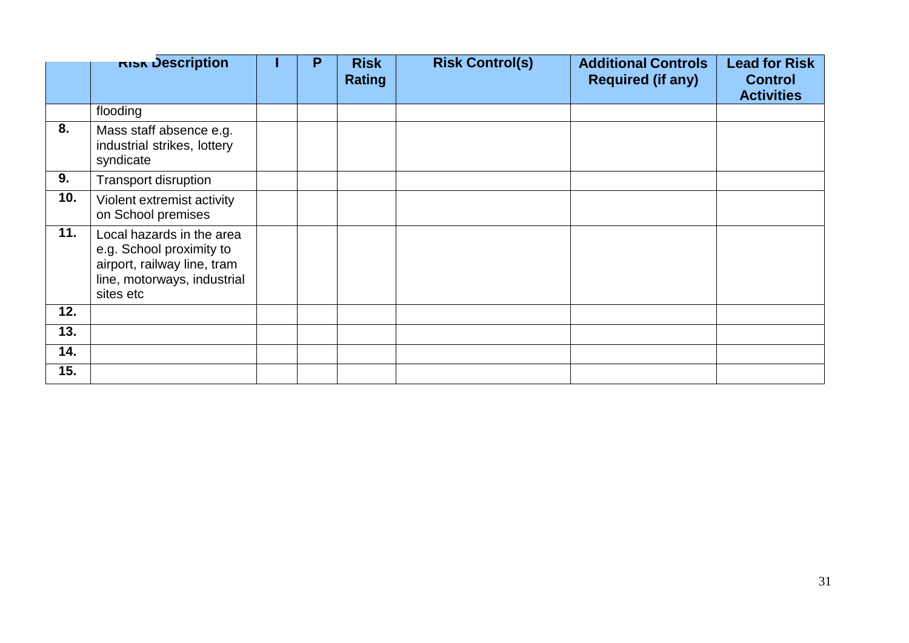| | Risk Description | I | P | Risk Rating | Risk Control(s) | Additional Controls Required (if any) | Lead for Risk Control Activities |
|---|---|---|---|---|---|---|---|
| | flooding | | | | | | |
| 8. | Mass staff absence e.g. industrial strikes, lottery syndicate | | | | | | |
| 9. | Transport disruption | | | | | | |
| 10. | Violent extremist activity on School premises | | | | | | |
| 11. | Local hazards in the area e.g. School proximity to airport, railway line, tram line, motorways, industrial sites etc | | | | | | |
| 12. | | | | | | | |
| 13. | | | | | | | |
| 14. | | | | | | | |
| 15. | | | | | | | |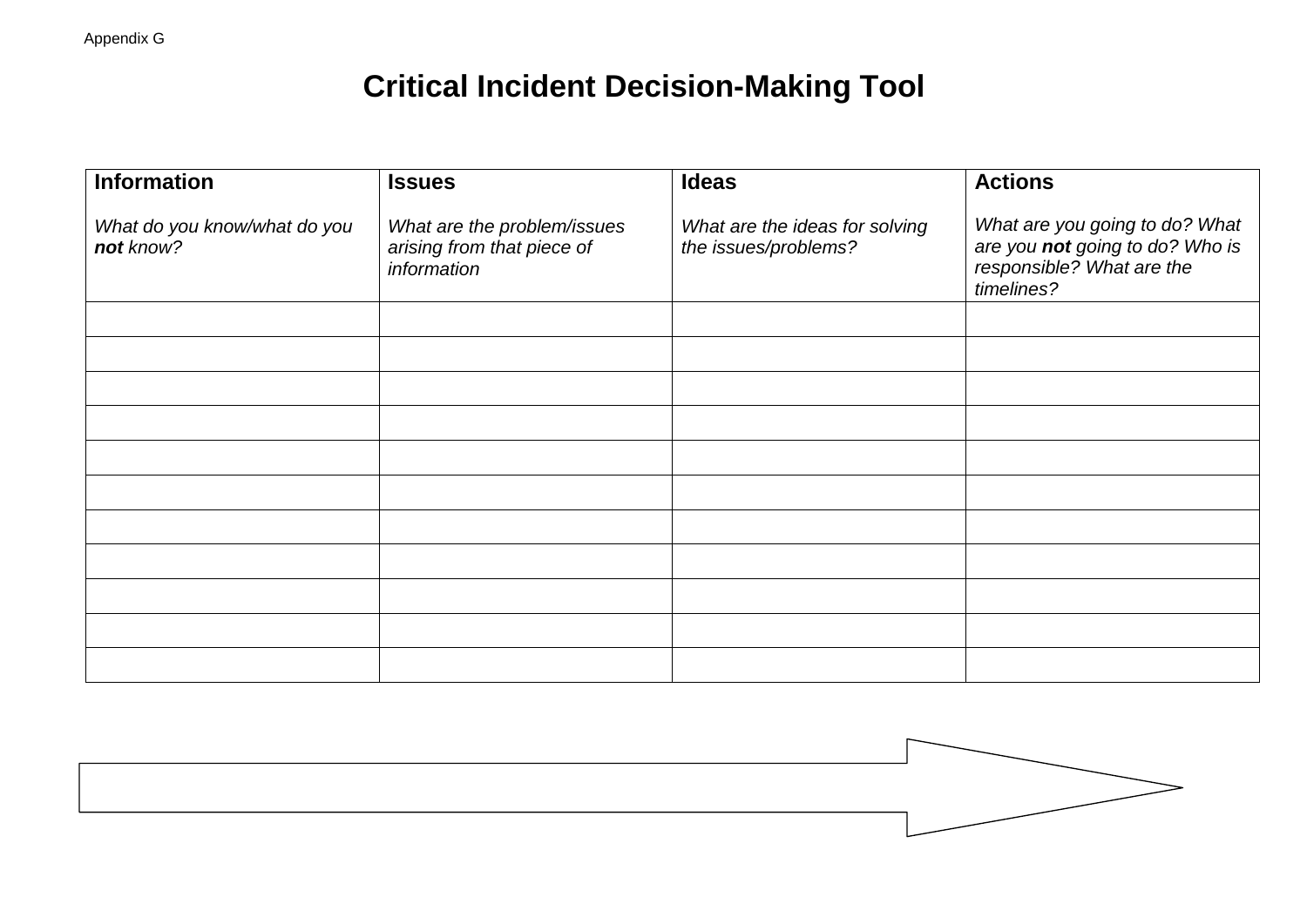Appendix G

# Critical Incident Decision-Making Tool

| **Information**<br><br>*What do you know/what do you **not** know?* | **Issues**<br><br>*What are the problem/issues arising from that piece of information* | **Ideas**<br><br>*What are the ideas for solving the issues/problems?* | **Actions**<br><br>*What are you going to do? What are you **not** going to do? Who is responsible? What are the timelines?* |
|---|---|---|---|
| | | | |
| | | | |
| | | | |
| | | | |
| | | | |
| | | | |
| | | | |
| | | | |
| | | | |
| | | | |
| | | | |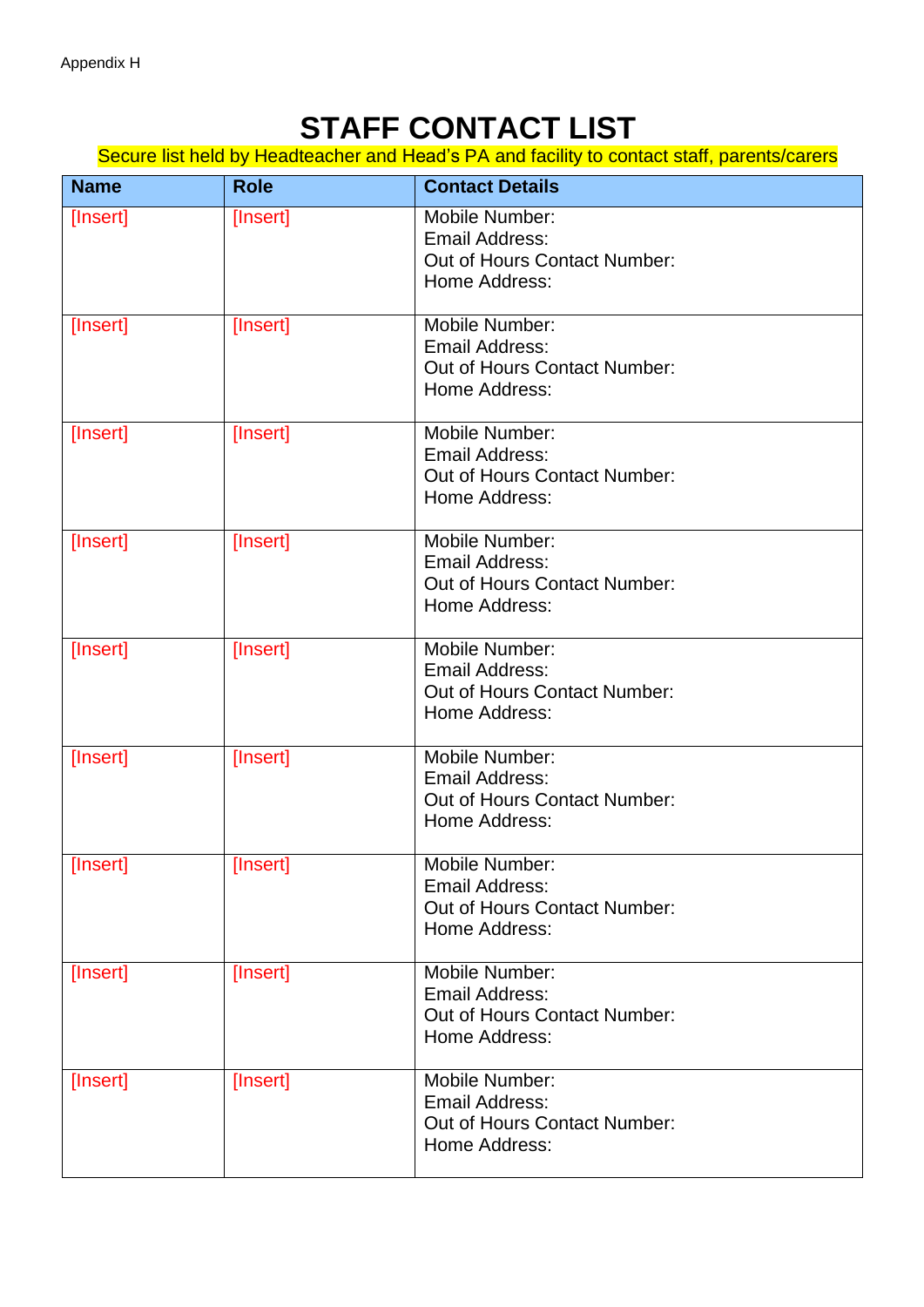Appendix H

# STAFF CONTACT LIST

Secure list held by Headteacher and Head's PA and facility to contact staff, parents/carers

| Name | Role | Contact Details |
|---|---|---|
| [Insert] | [Insert] | Mobile Number:<br>Email Address:<br>Out of Hours Contact Number:<br>Home Address: |
| [Insert] | [Insert] | Mobile Number:<br>Email Address:<br>Out of Hours Contact Number:<br>Home Address: |
| [Insert] | [Insert] | Mobile Number:<br>Email Address:<br>Out of Hours Contact Number:<br>Home Address: |
| [Insert] | [Insert] | Mobile Number:<br>Email Address:<br>Out of Hours Contact Number:<br>Home Address: |
| [Insert] | [Insert] | Mobile Number:<br>Email Address:<br>Out of Hours Contact Number:<br>Home Address: |
| [Insert] | [Insert] | Mobile Number:<br>Email Address:<br>Out of Hours Contact Number:<br>Home Address: |
| [Insert] | [Insert] | Mobile Number:<br>Email Address:<br>Out of Hours Contact Number:<br>Home Address: |
| [Insert] | [Insert] | Mobile Number:<br>Email Address:<br>Out of Hours Contact Number:<br>Home Address: |
| [Insert] | [Insert] | Mobile Number:<br>Email Address:<br>Out of Hours Contact Number:<br>Home Address: |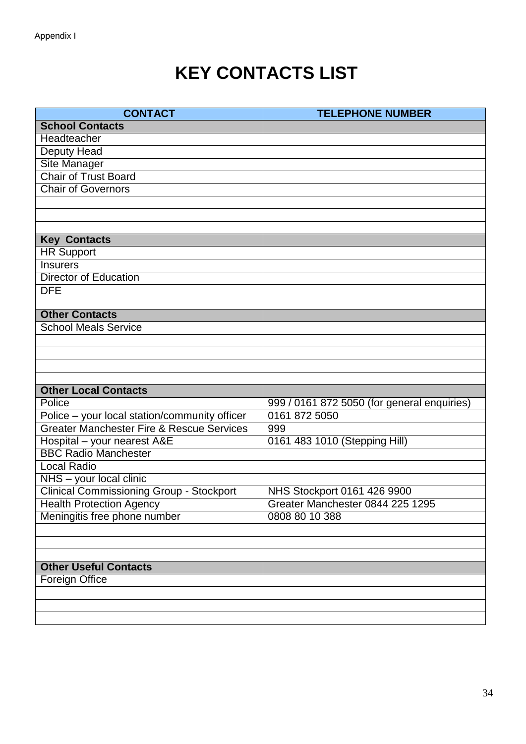Appendix I

# KEY CONTACTS LIST

| CONTACT | TELEPHONE NUMBER |
|---|---|
| **School Contacts** | |
| Headteacher | |
| Deputy Head | |
| Site Manager | |
| Chair of Trust Board | |
| Chair of Governors | |
| | |
| | |
| | |
| **Key Contacts** | |
| HR Support | |
| Insurers | |
| Director of Education | |
| DFE | |
| **Other Contacts** | |
| School Meals Service | |
| | |
| | |
| | |
| | |
| **Other Local Contacts** | |
| Police | 999 / 0161 872 5050 (for general enquiries) |
| Police – your local station/community officer | 0161 872 5050 |
| Greater Manchester Fire & Rescue Services | 999 |
| Hospital – your nearest A&E | 0161 483 1010 (Stepping Hill) |
| BBC Radio Manchester | |
| Local Radio | |
| NHS – your local clinic | |
| Clinical Commissioning Group - Stockport | NHS Stockport 0161 426 9900 |
| Health Protection Agency | Greater Manchester 0844 225 1295 |
| Meningitis free phone number | 0808 80 10 388 |
| | |
| | |
| | |
| **Other Useful Contacts** | |
| Foreign Office | |
| | |
| | |
| | |